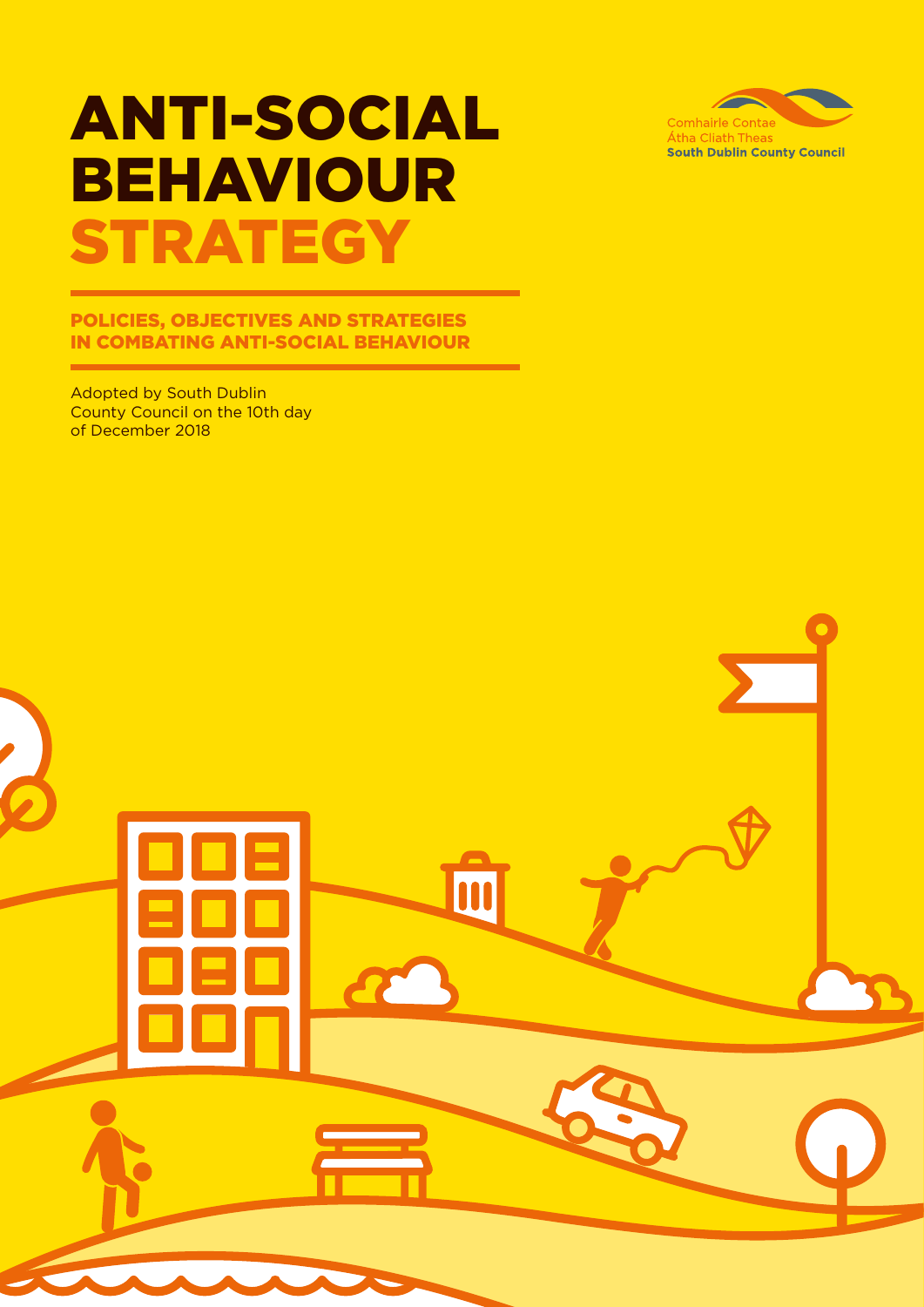Comhairle Contae
Átha Cliath Theas
**South Dublin County Council**

# ANTI-SOCIAL BEHAVIOUR STRATEGY

## POLICIES, OBJECTIVES AND STRATEGIES IN COMBATING ANTI-SOCIAL BEHAVIOUR

Adopted by South Dublin County Council on the 10th day of December 2018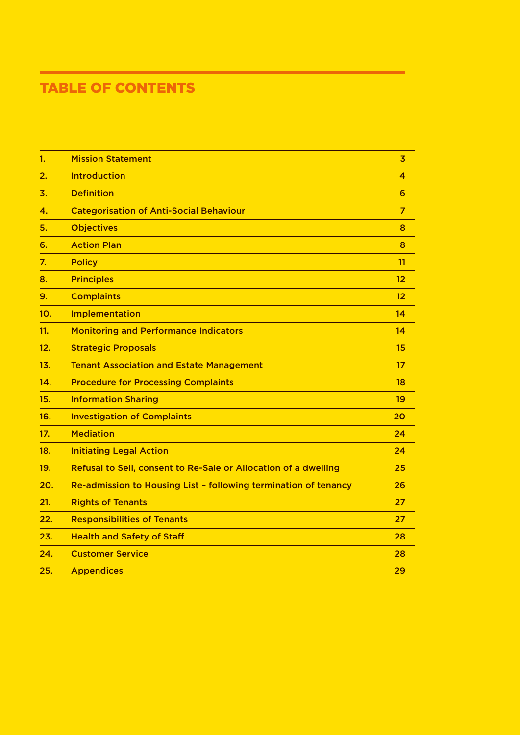# TABLE OF CONTENTS

| | | |
|---|---|---|
| 1. | Mission Statement | 3 |
| 2. | Introduction | 4 |
| 3. | Definition | 6 |
| 4. | Categorisation of Anti-Social Behaviour | 7 |
| 5. | Objectives | 8 |
| 6. | Action Plan | 8 |
| 7. | Policy | 11 |
| 8. | Principles | 12 |
| 9. | Complaints | 12 |
| 10. | Implementation | 14 |
| 11. | Monitoring and Performance Indicators | 14 |
| 12. | Strategic Proposals | 15 |
| 13. | Tenant Association and Estate Management | 17 |
| 14. | Procedure for Processing Complaints | 18 |
| 15. | Information Sharing | 19 |
| 16. | Investigation of Complaints | 20 |
| 17. | Mediation | 24 |
| 18. | Initiating Legal Action | 24 |
| 19. | Refusal to Sell, consent to Re-Sale or Allocation of a dwelling | 25 |
| 20. | Re-admission to Housing List – following termination of tenancy | 26 |
| 21. | Rights of Tenants | 27 |
| 22. | Responsibilities of Tenants | 27 |
| 23. | Health and Safety of Staff | 28 |
| 24. | Customer Service | 28 |
| 25. | Appendices | 29 |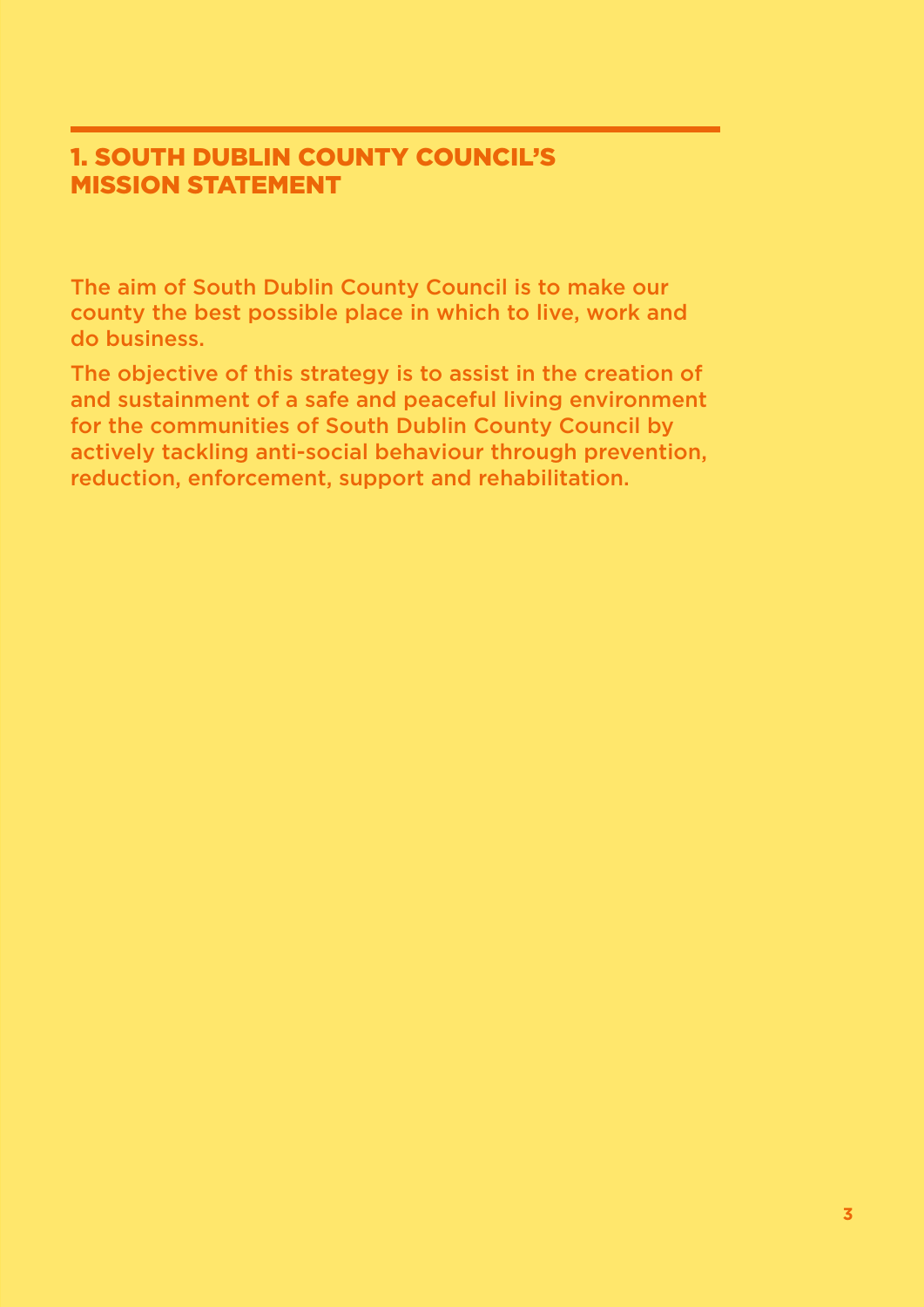# 1. SOUTH DUBLIN COUNTY COUNCIL'S MISSION STATEMENT

The aim of South Dublin County Council is to make our county the best possible place in which to live, work and do business.

The objective of this strategy is to assist in the creation of and sustainment of a safe and peaceful living environment for the communities of South Dublin County Council by actively tackling anti-social behaviour through prevention, reduction, enforcement, support and rehabilitation.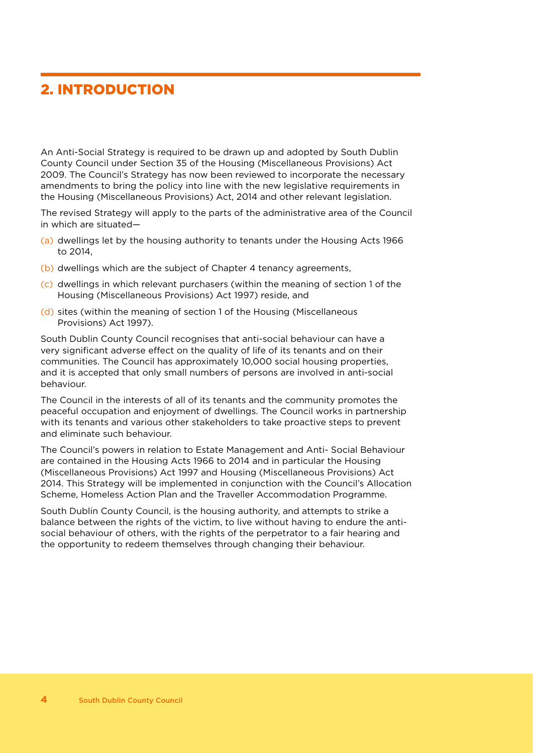## 2. INTRODUCTION

An Anti-Social Strategy is required to be drawn up and adopted by South Dublin County Council under Section 35 of the Housing (Miscellaneous Provisions) Act 2009. The Council's Strategy has now been reviewed to incorporate the necessary amendments to bring the policy into line with the new legislative requirements in the Housing (Miscellaneous Provisions) Act, 2014 and other relevant legislation.

The revised Strategy will apply to the parts of the administrative area of the Council in which are situated—

(a) dwellings let by the housing authority to tenants under the Housing Acts 1966 to 2014,

(b) dwellings which are the subject of Chapter 4 tenancy agreements,

(c) dwellings in which relevant purchasers (within the meaning of section 1 of the Housing (Miscellaneous Provisions) Act 1997) reside, and

(d) sites (within the meaning of section 1 of the Housing (Miscellaneous Provisions) Act 1997).

South Dublin County Council recognises that anti-social behaviour can have a very significant adverse effect on the quality of life of its tenants and on their communities. The Council has approximately 10,000 social housing properties, and it is accepted that only small numbers of persons are involved in anti-social behaviour.

The Council in the interests of all of its tenants and the community promotes the peaceful occupation and enjoyment of dwellings. The Council works in partnership with its tenants and various other stakeholders to take proactive steps to prevent and eliminate such behaviour.

The Council's powers in relation to Estate Management and Anti- Social Behaviour are contained in the Housing Acts 1966 to 2014 and in particular the Housing (Miscellaneous Provisions) Act 1997 and Housing (Miscellaneous Provisions) Act 2014. This Strategy will be implemented in conjunction with the Council's Allocation Scheme, Homeless Action Plan and the Traveller Accommodation Programme.

South Dublin County Council, is the housing authority, and attempts to strike a balance between the rights of the victim, to live without having to endure the anti-social behaviour of others, with the rights of the perpetrator to a fair hearing and the opportunity to redeem themselves through changing their behaviour.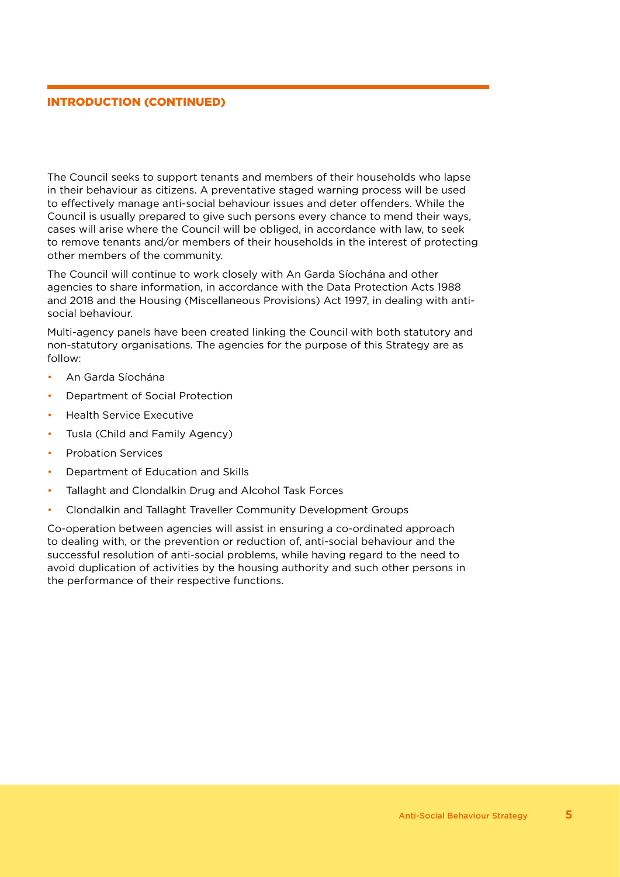## INTRODUCTION (CONTINUED)

The Council seeks to support tenants and members of their households who lapse in their behaviour as citizens. A preventative staged warning process will be used to effectively manage anti-social behaviour issues and deter offenders. While the Council is usually prepared to give such persons every chance to mend their ways, cases will arise where the Council will be obliged, in accordance with law, to seek to remove tenants and/or members of their households in the interest of protecting other members of the community.

The Council will continue to work closely with An Garda Síochána and other agencies to share information, in accordance with the Data Protection Acts 1988 and 2018 and the Housing (Miscellaneous Provisions) Act 1997, in dealing with anti-social behaviour.

Multi-agency panels have been created linking the Council with both statutory and non-statutory organisations. The agencies for the purpose of this Strategy are as follow:

- An Garda Síochána
- Department of Social Protection
- Health Service Executive
- Tusla (Child and Family Agency)
- Probation Services
- Department of Education and Skills
- Tallaght and Clondalkin Drug and Alcohol Task Forces
- Clondalkin and Tallaght Traveller Community Development Groups

Co-operation between agencies will assist in ensuring a co-ordinated approach to dealing with, or the prevention or reduction of, anti-social behaviour and the successful resolution of anti-social problems, while having regard to the need to avoid duplication of activities by the housing authority and such other persons in the performance of their respective functions.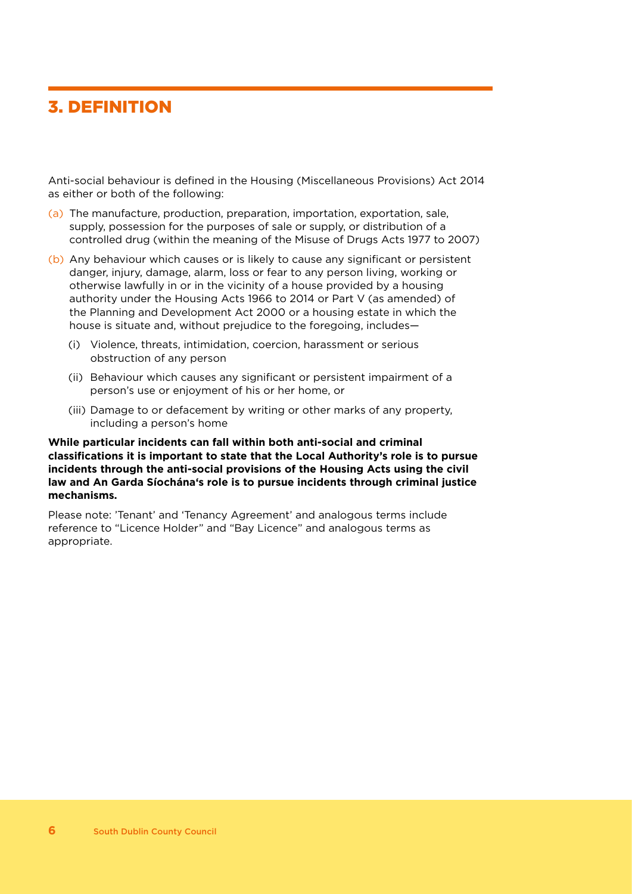# 3. DEFINITION

Anti-social behaviour is defined in the Housing (Miscellaneous Provisions) Act 2014 as either or both of the following:

(a) The manufacture, production, preparation, importation, exportation, sale, supply, possession for the purposes of sale or supply, or distribution of a controlled drug (within the meaning of the Misuse of Drugs Acts 1977 to 2007)

(b) Any behaviour which causes or is likely to cause any significant or persistent danger, injury, damage, alarm, loss or fear to any person living, working or otherwise lawfully in or in the vicinity of a house provided by a housing authority under the Housing Acts 1966 to 2014 or Part V (as amended) of the Planning and Development Act 2000 or a housing estate in which the house is situate and, without prejudice to the foregoing, includes—

   (i) Violence, threats, intimidation, coercion, harassment or serious obstruction of any person

   (ii) Behaviour which causes any significant or persistent impairment of a person's use or enjoyment of his or her home, or

   (iii) Damage to or defacement by writing or other marks of any property, including a person's home

**While particular incidents can fall within both anti-social and criminal classifications it is important to state that the Local Authority's role is to pursue incidents through the anti-social provisions of the Housing Acts using the civil law and An Garda Síochána's role is to pursue incidents through criminal justice mechanisms.**

Please note: 'Tenant' and 'Tenancy Agreement' and analogous terms include reference to "Licence Holder" and "Bay Licence" and analogous terms as appropriate.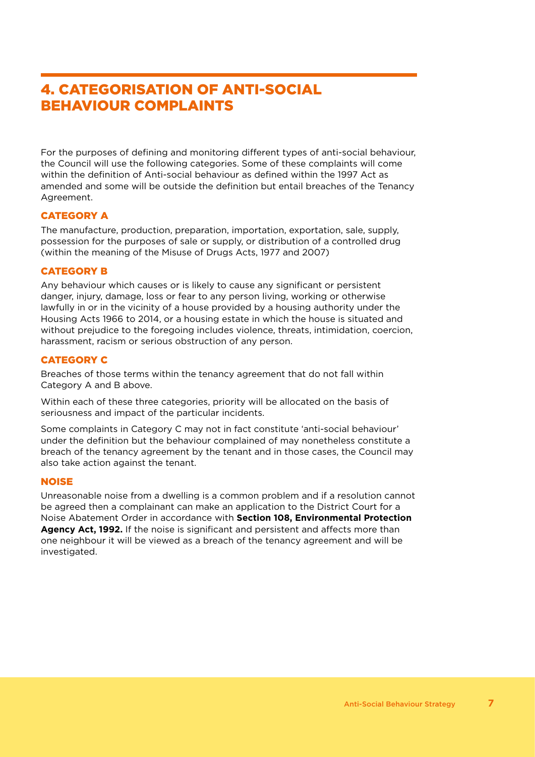## 4. CATEGORISATION OF ANTI-SOCIAL BEHAVIOUR COMPLAINTS

For the purposes of defining and monitoring different types of anti-social behaviour, the Council will use the following categories. Some of these complaints will come within the definition of Anti-social behaviour as defined within the 1997 Act as amended and some will be outside the definition but entail breaches of the Tenancy Agreement.

### CATEGORY A

The manufacture, production, preparation, importation, exportation, sale, supply, possession for the purposes of sale or supply, or distribution of a controlled drug (within the meaning of the Misuse of Drugs Acts, 1977 and 2007)

### CATEGORY B

Any behaviour which causes or is likely to cause any significant or persistent danger, injury, damage, loss or fear to any person living, working or otherwise lawfully in or in the vicinity of a house provided by a housing authority under the Housing Acts 1966 to 2014, or a housing estate in which the house is situated and without prejudice to the foregoing includes violence, threats, intimidation, coercion, harassment, racism or serious obstruction of any person.

### CATEGORY C

Breaches of those terms within the tenancy agreement that do not fall within Category A and B above.

Within each of these three categories, priority will be allocated on the basis of seriousness and impact of the particular incidents.

Some complaints in Category C may not in fact constitute 'anti-social behaviour' under the definition but the behaviour complained of may nonetheless constitute a breach of the tenancy agreement by the tenant and in those cases, the Council may also take action against the tenant.

### NOISE

Unreasonable noise from a dwelling is a common problem and if a resolution cannot be agreed then a complainant can make an application to the District Court for a Noise Abatement Order in accordance with **Section 108, Environmental Protection Agency Act, 1992.** If the noise is significant and persistent and affects more than one neighbour it will be viewed as a breach of the tenancy agreement and will be investigated.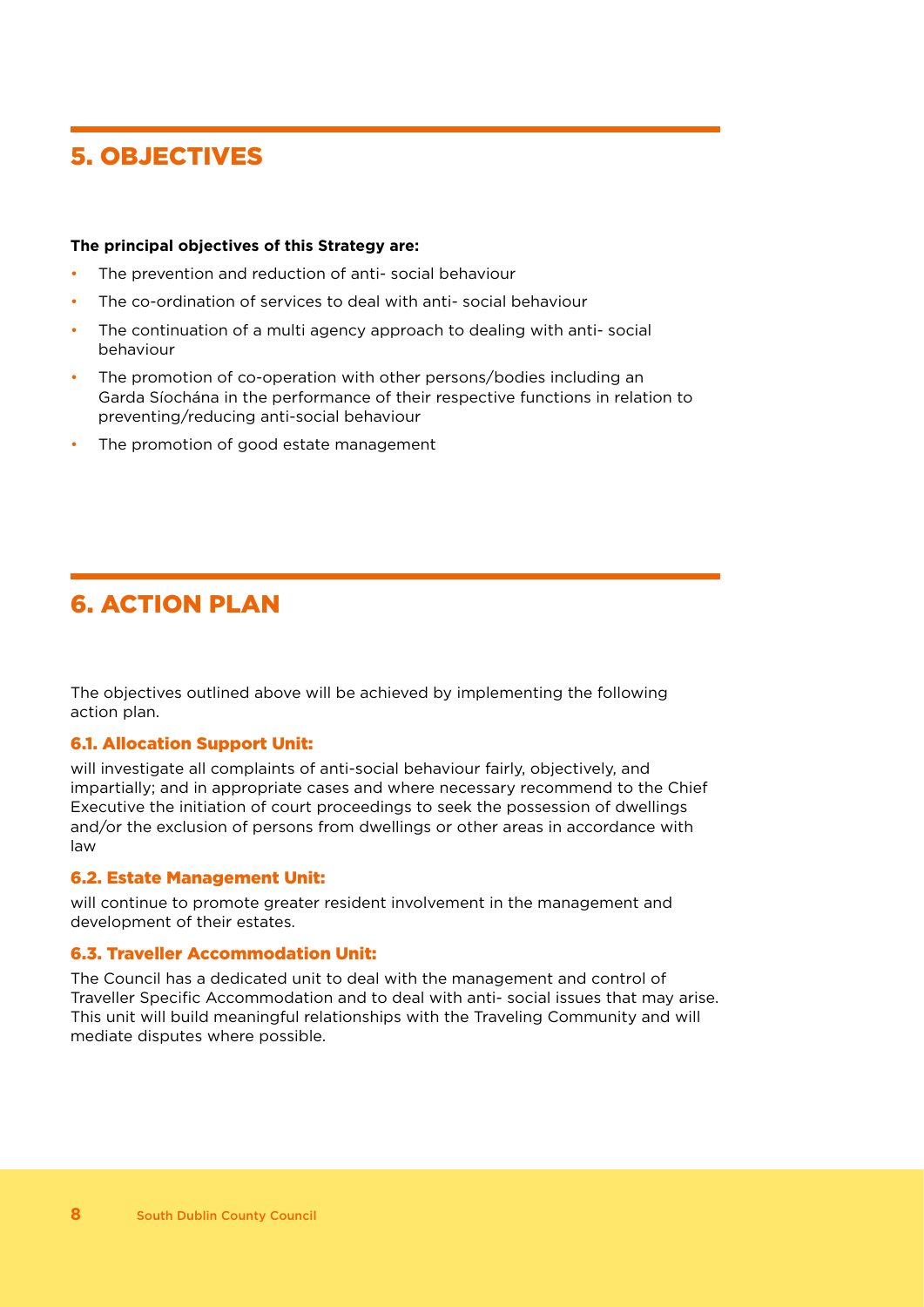## 5. OBJECTIVES

**The principal objectives of this Strategy are:**

- The prevention and reduction of anti- social behaviour
- The co-ordination of services to deal with anti- social behaviour
- The continuation of a multi agency approach to dealing with anti- social behaviour
- The promotion of co-operation with other persons/bodies including an Garda Síochána in the performance of their respective functions in relation to preventing/reducing anti-social behaviour
- The promotion of good estate management

## 6. ACTION PLAN

The objectives outlined above will be achieved by implementing the following action plan.

### 6.1. Allocation Support Unit:

will investigate all complaints of anti-social behaviour fairly, objectively, and impartially; and in appropriate cases and where necessary recommend to the Chief Executive the initiation of court proceedings to seek the possession of dwellings and/or the exclusion of persons from dwellings or other areas in accordance with law

### 6.2. Estate Management Unit:

will continue to promote greater resident involvement in the management and development of their estates.

### 6.3. Traveller Accommodation Unit:

The Council has a dedicated unit to deal with the management and control of Traveller Specific Accommodation and to deal with anti- social issues that may arise. This unit will build meaningful relationships with the Traveling Community and will mediate disputes where possible.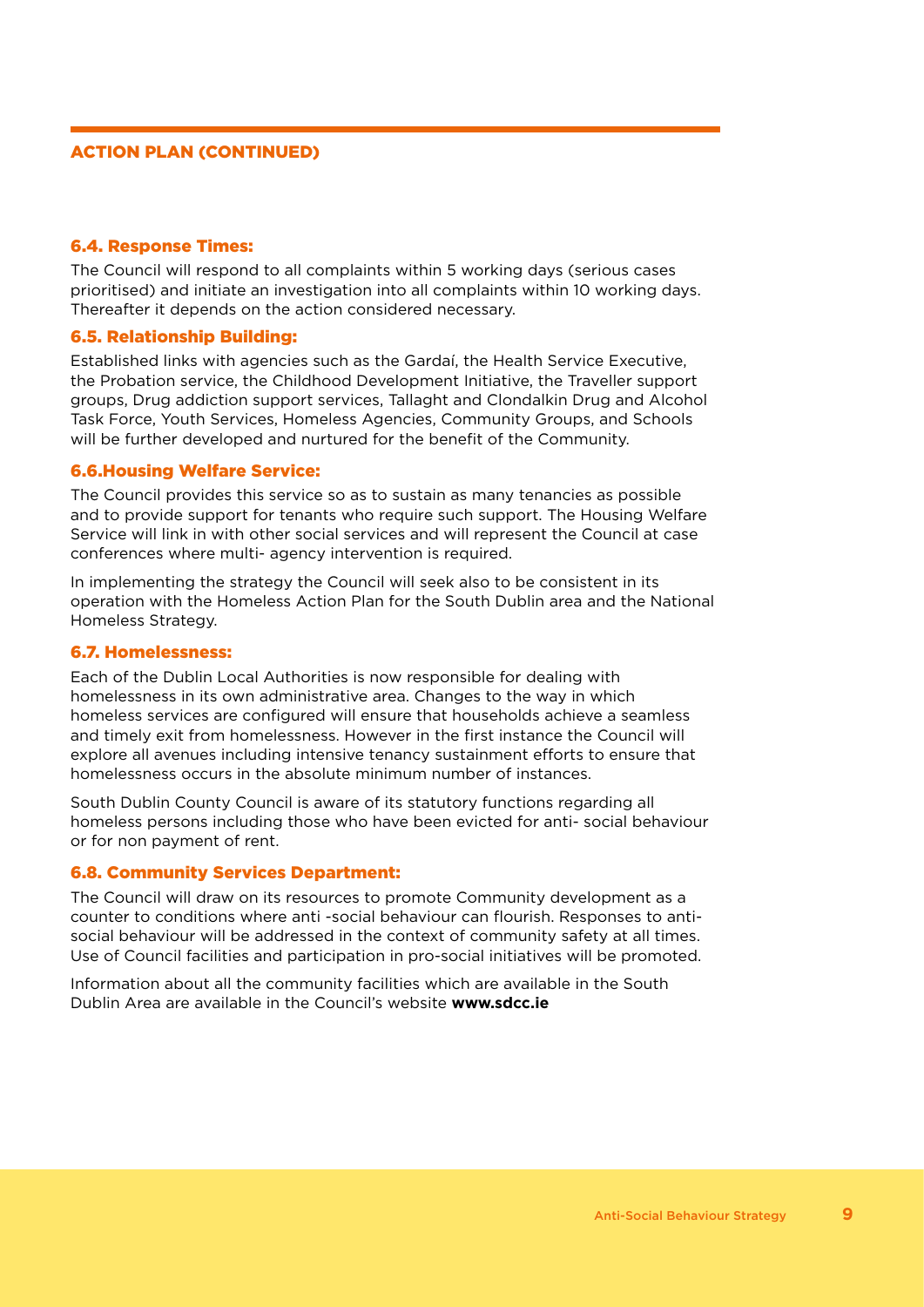## ACTION PLAN (CONTINUED)

### 6.4. Response Times:

The Council will respond to all complaints within 5 working days (serious cases prioritised) and initiate an investigation into all complaints within 10 working days. Thereafter it depends on the action considered necessary.

### 6.5. Relationship Building:

Established links with agencies such as the Gardaí, the Health Service Executive, the Probation service, the Childhood Development Initiative, the Traveller support groups, Drug addiction support services, Tallaght and Clondalkin Drug and Alcohol Task Force, Youth Services, Homeless Agencies, Community Groups, and Schools will be further developed and nurtured for the benefit of the Community.

### 6.6.Housing Welfare Service:

The Council provides this service so as to sustain as many tenancies as possible and to provide support for tenants who require such support. The Housing Welfare Service will link in with other social services and will represent the Council at case conferences where multi- agency intervention is required.

In implementing the strategy the Council will seek also to be consistent in its operation with the Homeless Action Plan for the South Dublin area and the National Homeless Strategy.

### 6.7. Homelessness:

Each of the Dublin Local Authorities is now responsible for dealing with homelessness in its own administrative area. Changes to the way in which homeless services are configured will ensure that households achieve a seamless and timely exit from homelessness. However in the first instance the Council will explore all avenues including intensive tenancy sustainment efforts to ensure that homelessness occurs in the absolute minimum number of instances.

South Dublin County Council is aware of its statutory functions regarding all homeless persons including those who have been evicted for anti- social behaviour or for non payment of rent.

### 6.8. Community Services Department:

The Council will draw on its resources to promote Community development as a counter to conditions where anti -social behaviour can flourish. Responses to anti-social behaviour will be addressed in the context of community safety at all times. Use of Council facilities and participation in pro-social initiatives will be promoted.

Information about all the community facilities which are available in the South Dublin Area are available in the Council's website **www.sdcc.ie**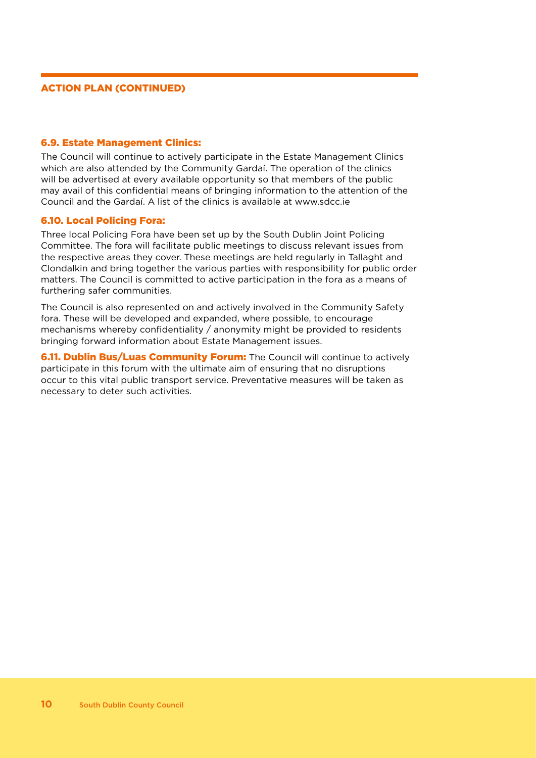## ACTION PLAN (CONTINUED)

### 6.9. Estate Management Clinics:

The Council will continue to actively participate in the Estate Management Clinics which are also attended by the Community Gardaí. The operation of the clinics will be advertised at every available opportunity so that members of the public may avail of this confidential means of bringing information to the attention of the Council and the Gardaí. A list of the clinics is available at www.sdcc.ie

### 6.10. Local Policing Fora:

Three local Policing Fora have been set up by the South Dublin Joint Policing Committee. The fora will facilitate public meetings to discuss relevant issues from the respective areas they cover. These meetings are held regularly in Tallaght and Clondalkin and bring together the various parties with responsibility for public order matters. The Council is committed to active participation in the fora as a means of furthering safer communities.

The Council is also represented on and actively involved in the Community Safety fora. These will be developed and expanded, where possible, to encourage mechanisms whereby confidentiality / anonymity might be provided to residents bringing forward information about Estate Management issues.

**6.11. Dublin Bus/Luas Community Forum:** The Council will continue to actively participate in this forum with the ultimate aim of ensuring that no disruptions occur to this vital public transport service. Preventative measures will be taken as necessary to deter such activities.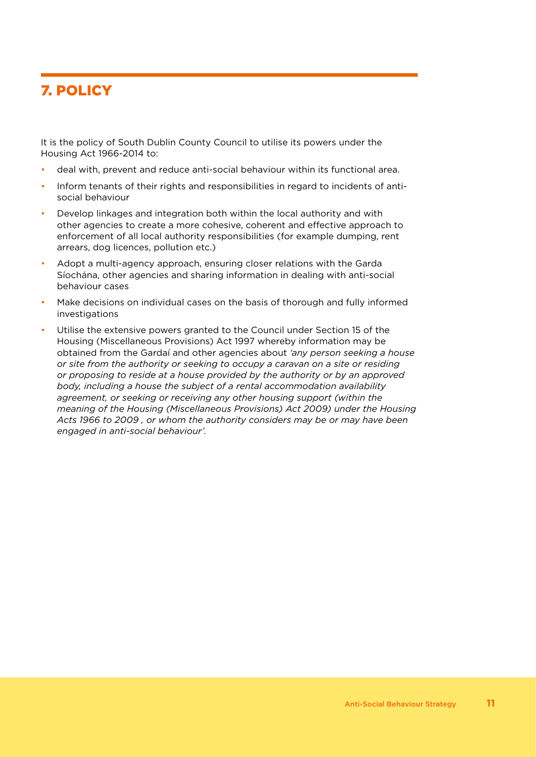# 7. POLICY

It is the policy of South Dublin County Council to utilise its powers under the Housing Act 1966-2014 to:

- deal with, prevent and reduce anti-social behaviour within its functional area.
- Inform tenants of their rights and responsibilities in regard to incidents of anti-social behaviour
- Develop linkages and integration both within the local authority and with other agencies to create a more cohesive, coherent and effective approach to enforcement of all local authority responsibilities (for example dumping, rent arrears, dog licences, pollution etc.)
- Adopt a multi-agency approach, ensuring closer relations with the Garda Síochána, other agencies and sharing information in dealing with anti-social behaviour cases
- Make decisions on individual cases on the basis of thorough and fully informed investigations
- Utilise the extensive powers granted to the Council under Section 15 of the Housing (Miscellaneous Provisions) Act 1997 whereby information may be obtained from the Gardaí and other agencies about *'any person seeking a house or site from the authority or seeking to occupy a caravan on a site or residing or proposing to reside at a house provided by the authority or by an approved body, including a house the subject of a rental accommodation availability agreement, or seeking or receiving any other housing support (within the meaning of the Housing (Miscellaneous Provisions) Act 2009) under the Housing Acts 1966 to 2009 , or whom the authority considers may be or may have been engaged in anti-social behaviour'.*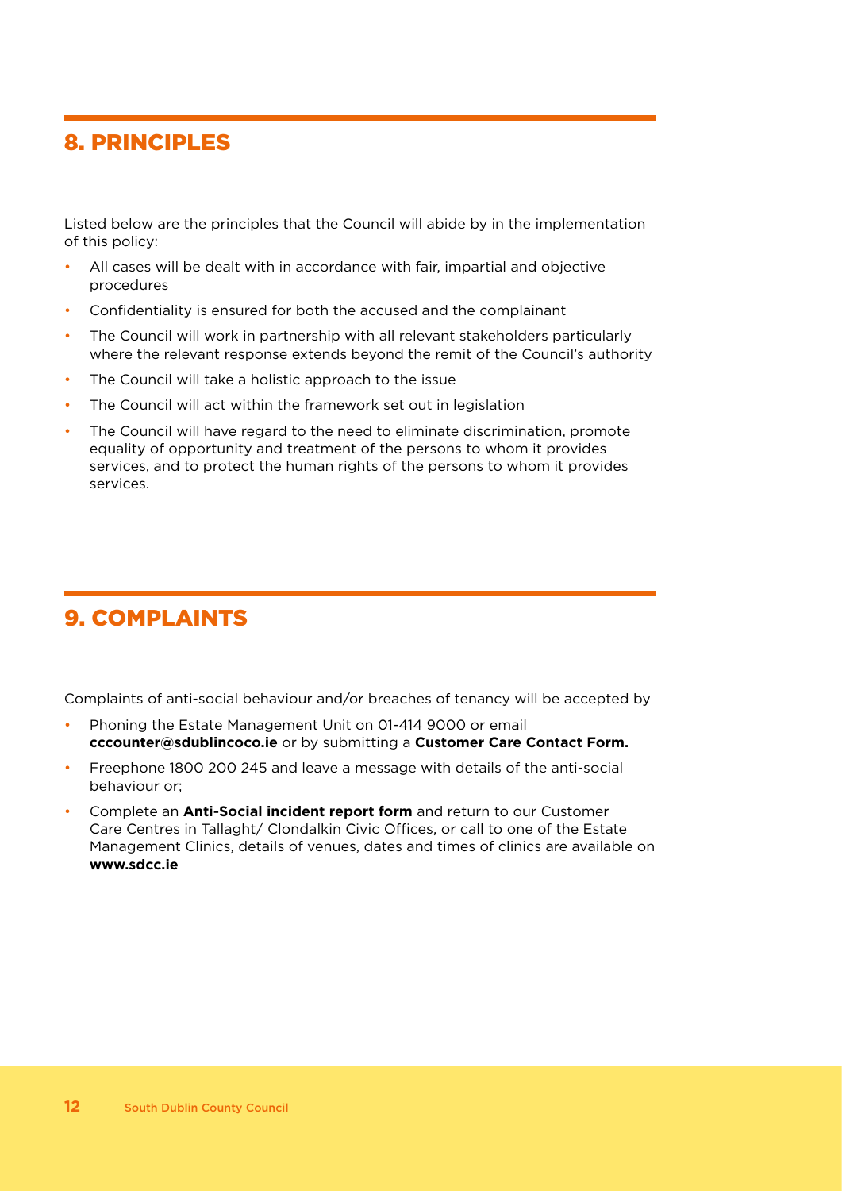## 8. PRINCIPLES

Listed below are the principles that the Council will abide by in the implementation of this policy:

- All cases will be dealt with in accordance with fair, impartial and objective procedures
- Confidentiality is ensured for both the accused and the complainant
- The Council will work in partnership with all relevant stakeholders particularly where the relevant response extends beyond the remit of the Council's authority
- The Council will take a holistic approach to the issue
- The Council will act within the framework set out in legislation
- The Council will have regard to the need to eliminate discrimination, promote equality of opportunity and treatment of the persons to whom it provides services, and to protect the human rights of the persons to whom it provides services.

## 9. COMPLAINTS

Complaints of anti-social behaviour and/or breaches of tenancy will be accepted by

- Phoning the Estate Management Unit on 01-414 9000 or email **cccounter@sdublincoco.ie** or by submitting a **Customer Care Contact Form.**
- Freephone 1800 200 245 and leave a message with details of the anti-social behaviour or;
- Complete an **Anti-Social incident report form** and return to our Customer Care Centres in Tallaght/ Clondalkin Civic Offices, or call to one of the Estate Management Clinics, details of venues, dates and times of clinics are available on **www.sdcc.ie**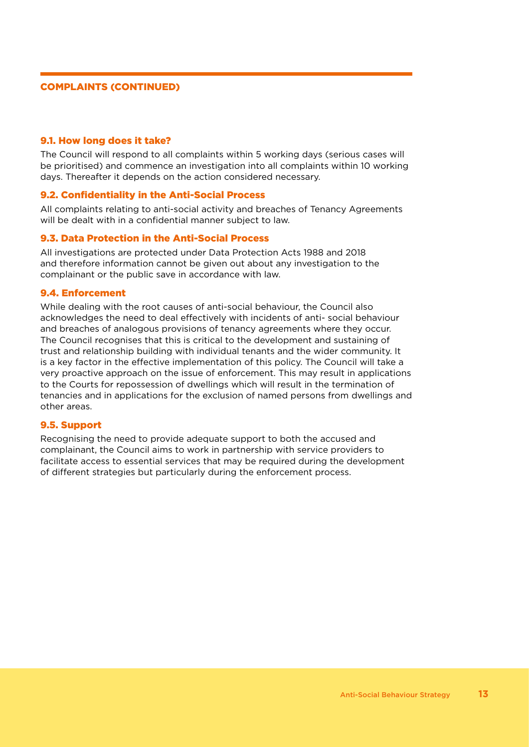## COMPLAINTS (CONTINUED)

### 9.1. How long does it take?

The Council will respond to all complaints within 5 working days (serious cases will be prioritised) and commence an investigation into all complaints within 10 working days. Thereafter it depends on the action considered necessary.

### 9.2. Confidentiality in the Anti-Social Process

All complaints relating to anti-social activity and breaches of Tenancy Agreements will be dealt with in a confidential manner subject to law.

### 9.3. Data Protection in the Anti-Social Process

All investigations are protected under Data Protection Acts 1988 and 2018 and therefore information cannot be given out about any investigation to the complainant or the public save in accordance with law.

### 9.4. Enforcement

While dealing with the root causes of anti-social behaviour, the Council also acknowledges the need to deal effectively with incidents of anti- social behaviour and breaches of analogous provisions of tenancy agreements where they occur. The Council recognises that this is critical to the development and sustaining of trust and relationship building with individual tenants and the wider community. It is a key factor in the effective implementation of this policy. The Council will take a very proactive approach on the issue of enforcement. This may result in applications to the Courts for repossession of dwellings which will result in the termination of tenancies and in applications for the exclusion of named persons from dwellings and other areas.

### 9.5. Support

Recognising the need to provide adequate support to both the accused and complainant, the Council aims to work in partnership with service providers to facilitate access to essential services that may be required during the development of different strategies but particularly during the enforcement process.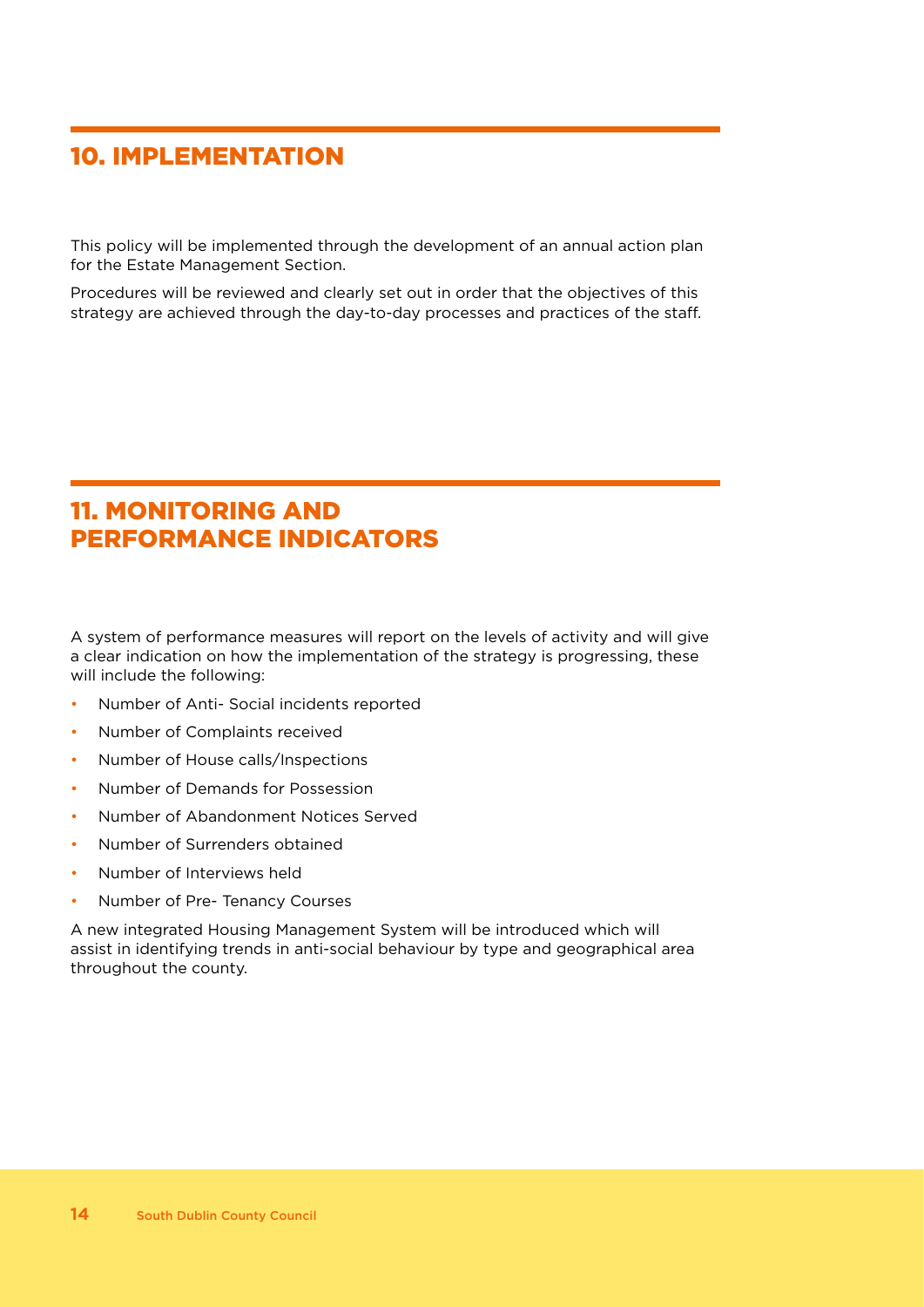## 10. IMPLEMENTATION

This policy will be implemented through the development of an annual action plan for the Estate Management Section.

Procedures will be reviewed and clearly set out in order that the objectives of this strategy are achieved through the day-to-day processes and practices of the staff.

## 11. MONITORING AND PERFORMANCE INDICATORS

A system of performance measures will report on the levels of activity and will give a clear indication on how the implementation of the strategy is progressing, these will include the following:

- Number of Anti- Social incidents reported
- Number of Complaints received
- Number of House calls/Inspections
- Number of Demands for Possession
- Number of Abandonment Notices Served
- Number of Surrenders obtained
- Number of Interviews held
- Number of Pre- Tenancy Courses

A new integrated Housing Management System will be introduced which will assist in identifying trends in anti-social behaviour by type and geographical area throughout the county.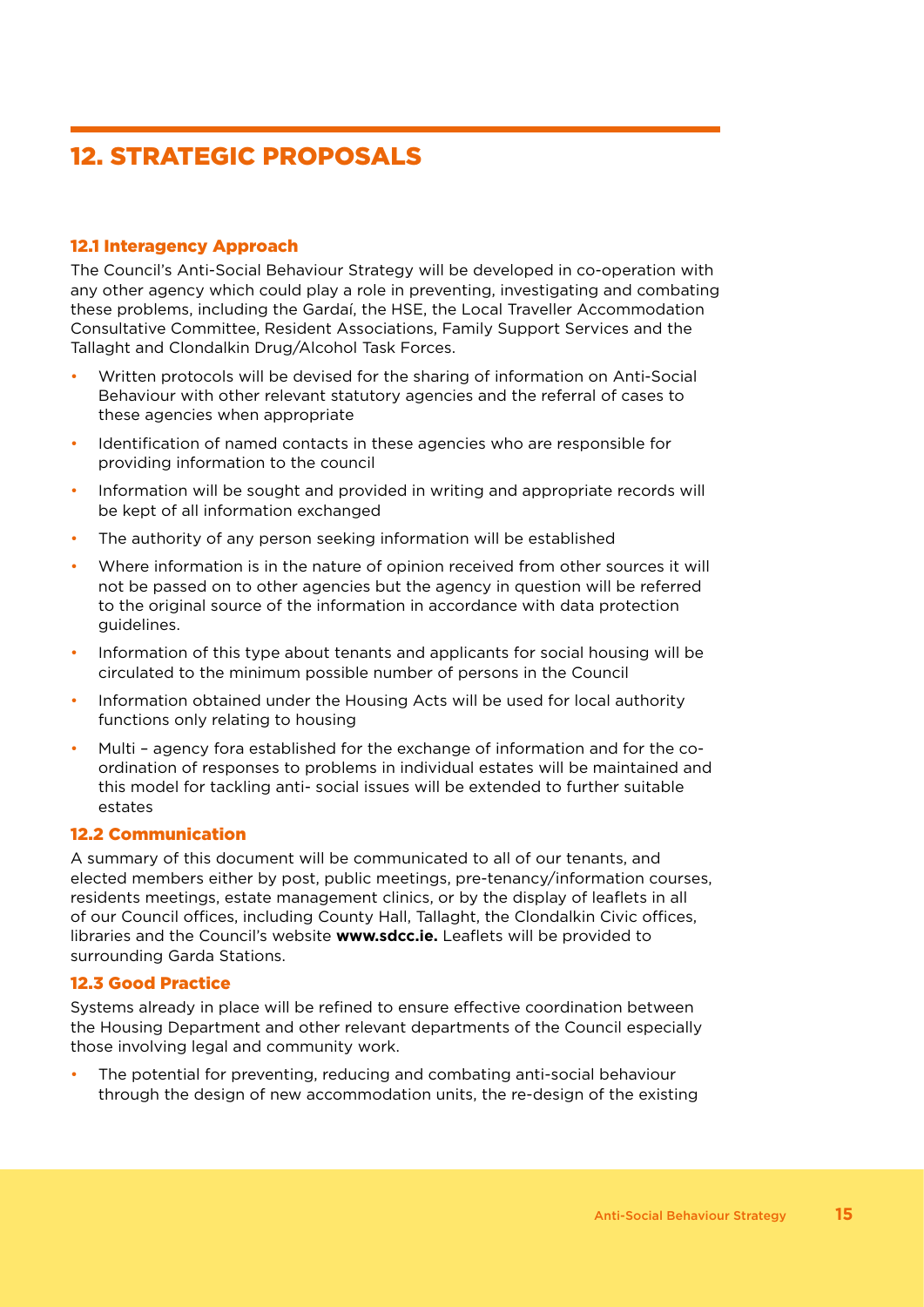# 12. STRATEGIC PROPOSALS

### 12.1 Interagency Approach

The Council's Anti-Social Behaviour Strategy will be developed in co-operation with any other agency which could play a role in preventing, investigating and combating these problems, including the Gardaí, the HSE, the Local Traveller Accommodation Consultative Committee, Resident Associations, Family Support Services and the Tallaght and Clondalkin Drug/Alcohol Task Forces.

- Written protocols will be devised for the sharing of information on Anti-Social Behaviour with other relevant statutory agencies and the referral of cases to these agencies when appropriate
- Identification of named contacts in these agencies who are responsible for providing information to the council
- Information will be sought and provided in writing and appropriate records will be kept of all information exchanged
- The authority of any person seeking information will be established
- Where information is in the nature of opinion received from other sources it will not be passed on to other agencies but the agency in question will be referred to the original source of the information in accordance with data protection guidelines.
- Information of this type about tenants and applicants for social housing will be circulated to the minimum possible number of persons in the Council
- Information obtained under the Housing Acts will be used for local authority functions only relating to housing
- Multi – agency fora established for the exchange of information and for the co-ordination of responses to problems in individual estates will be maintained and this model for tackling anti- social issues will be extended to further suitable estates

### 12.2 Communication

A summary of this document will be communicated to all of our tenants, and elected members either by post, public meetings, pre-tenancy/information courses, residents meetings, estate management clinics, or by the display of leaflets in all of our Council offices, including County Hall, Tallaght, the Clondalkin Civic offices, libraries and the Council's website **www.sdcc.ie.** Leaflets will be provided to surrounding Garda Stations.

### 12.3 Good Practice

Systems already in place will be refined to ensure effective coordination between the Housing Department and other relevant departments of the Council especially those involving legal and community work.

- The potential for preventing, reducing and combating anti-social behaviour through the design of new accommodation units, the re-design of the existing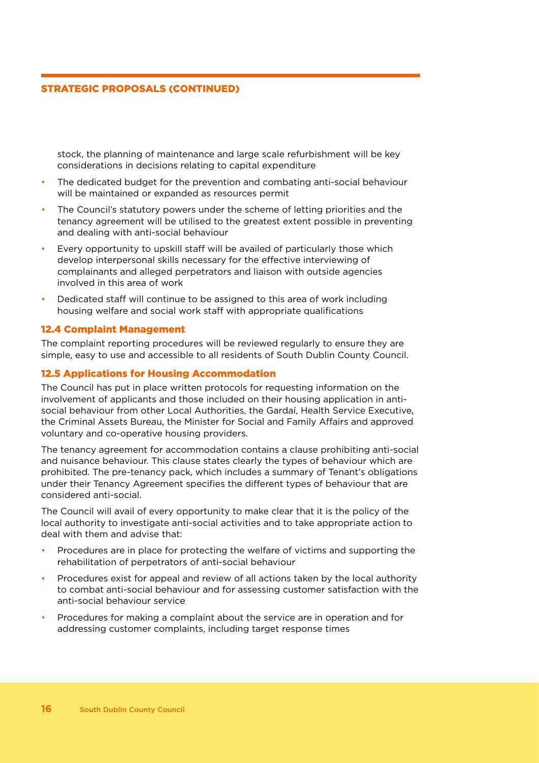stock, the planning of maintenance and large scale refurbishment will be key considerations in decisions relating to capital expenditure

- The dedicated budget for the prevention and combating anti-social behaviour will be maintained or expanded as resources permit
- The Council's statutory powers under the scheme of letting priorities and the tenancy agreement will be utilised to the greatest extent possible in preventing and dealing with anti-social behaviour
- Every opportunity to upskill staff will be availed of particularly those which develop interpersonal skills necessary for the effective interviewing of complainants and alleged perpetrators and liaison with outside agencies involved in this area of work
- Dedicated staff will continue to be assigned to this area of work including housing welfare and social work staff with appropriate qualifications

### 12.4 Complaint Management

The complaint reporting procedures will be reviewed regularly to ensure they are simple, easy to use and accessible to all residents of South Dublin County Council.

### 12.5 Applications for Housing Accommodation

The Council has put in place written protocols for requesting information on the involvement of applicants and those included on their housing application in anti-social behaviour from other Local Authorities, the Gardaí, Health Service Executive, the Criminal Assets Bureau, the Minister for Social and Family Affairs and approved voluntary and co-operative housing providers.

The tenancy agreement for accommodation contains a clause prohibiting anti-social and nuisance behaviour. This clause states clearly the types of behaviour which are prohibited. The pre-tenancy pack, which includes a summary of Tenant's obligations under their Tenancy Agreement specifies the different types of behaviour that are considered anti-social.

The Council will avail of every opportunity to make clear that it is the policy of the local authority to investigate anti-social activities and to take appropriate action to deal with them and advise that:

- Procedures are in place for protecting the welfare of victims and supporting the rehabilitation of perpetrators of anti-social behaviour
- Procedures exist for appeal and review of all actions taken by the local authority to combat anti-social behaviour and for assessing customer satisfaction with the anti-social behaviour service
- Procedures for making a complaint about the service are in operation and for addressing customer complaints, including target response times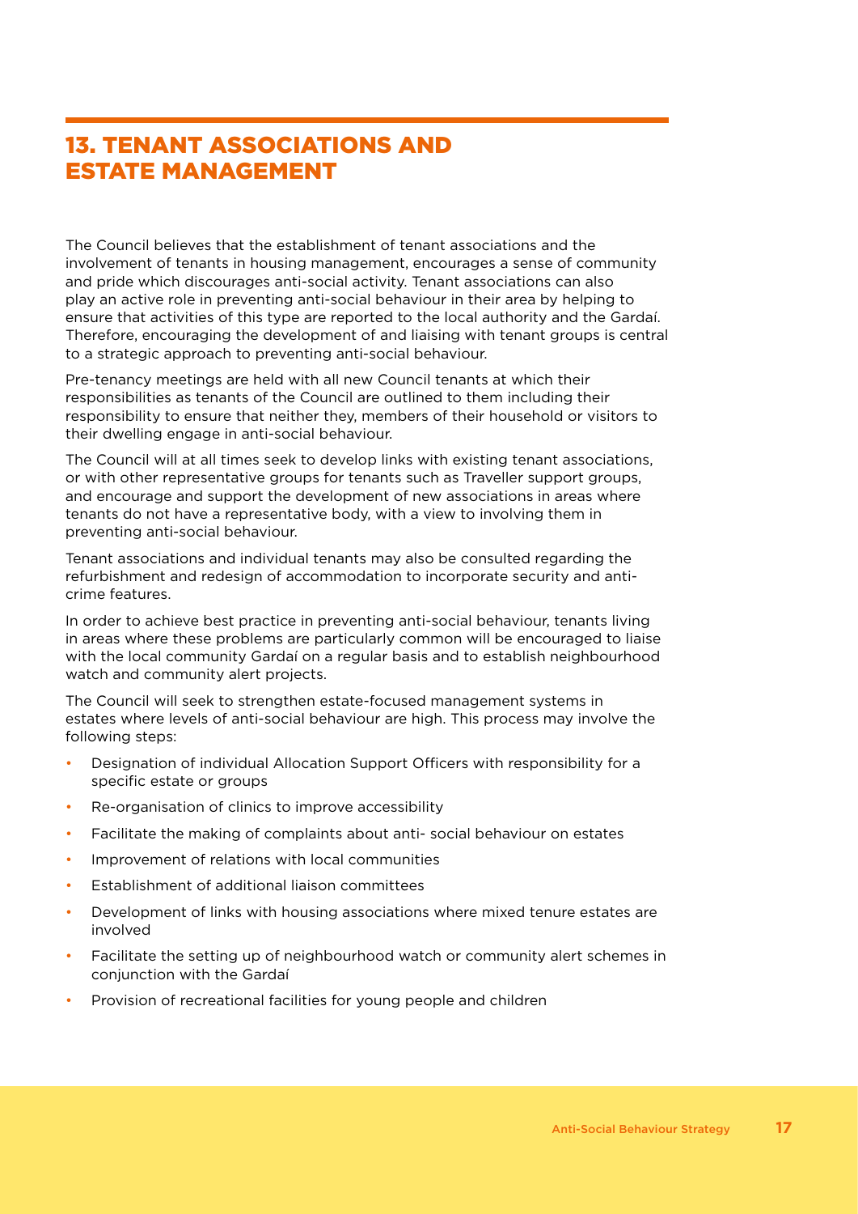# 13. TENANT ASSOCIATIONS AND ESTATE MANAGEMENT

The Council believes that the establishment of tenant associations and the involvement of tenants in housing management, encourages a sense of community and pride which discourages anti-social activity. Tenant associations can also play an active role in preventing anti-social behaviour in their area by helping to ensure that activities of this type are reported to the local authority and the Gardaí. Therefore, encouraging the development of and liaising with tenant groups is central to a strategic approach to preventing anti-social behaviour.

Pre-tenancy meetings are held with all new Council tenants at which their responsibilities as tenants of the Council are outlined to them including their responsibility to ensure that neither they, members of their household or visitors to their dwelling engage in anti-social behaviour.

The Council will at all times seek to develop links with existing tenant associations, or with other representative groups for tenants such as Traveller support groups, and encourage and support the development of new associations in areas where tenants do not have a representative body, with a view to involving them in preventing anti-social behaviour.

Tenant associations and individual tenants may also be consulted regarding the refurbishment and redesign of accommodation to incorporate security and anti-crime features.

In order to achieve best practice in preventing anti-social behaviour, tenants living in areas where these problems are particularly common will be encouraged to liaise with the local community Gardaí on a regular basis and to establish neighbourhood watch and community alert projects.

The Council will seek to strengthen estate-focused management systems in estates where levels of anti-social behaviour are high. This process may involve the following steps:

- Designation of individual Allocation Support Officers with responsibility for a specific estate or groups
- Re-organisation of clinics to improve accessibility
- Facilitate the making of complaints about anti- social behaviour on estates
- Improvement of relations with local communities
- Establishment of additional liaison committees
- Development of links with housing associations where mixed tenure estates are involved
- Facilitate the setting up of neighbourhood watch or community alert schemes in conjunction with the Gardaí
- Provision of recreational facilities for young people and children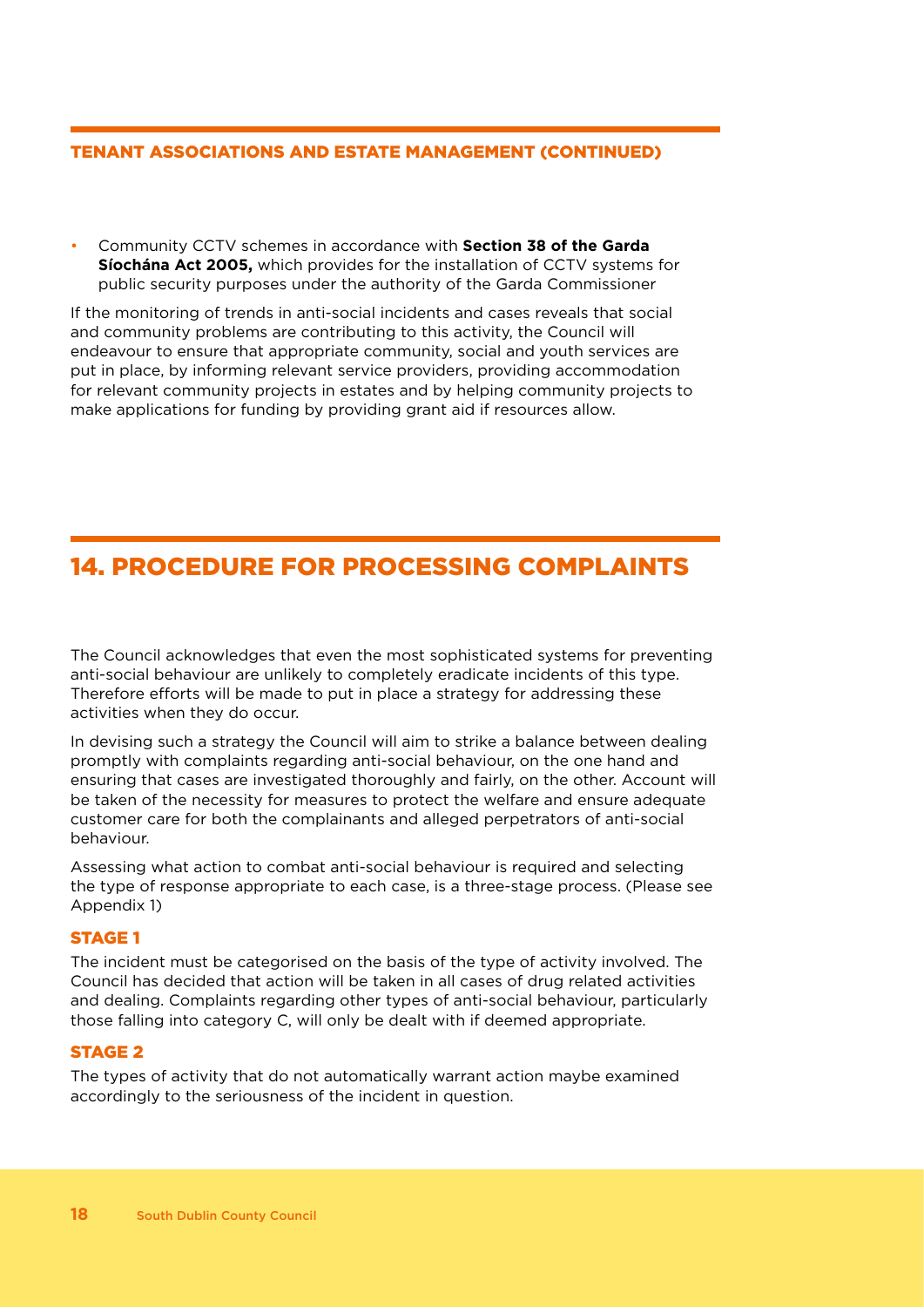### TENANT ASSOCIATIONS AND ESTATE MANAGEMENT (CONTINUED)

- Community CCTV schemes in accordance with **Section 38 of the Garda Síochána Act 2005,** which provides for the installation of CCTV systems for public security purposes under the authority of the Garda Commissioner

If the monitoring of trends in anti-social incidents and cases reveals that social and community problems are contributing to this activity, the Council will endeavour to ensure that appropriate community, social and youth services are put in place, by informing relevant service providers, providing accommodation for relevant community projects in estates and by helping community projects to make applications for funding by providing grant aid if resources allow.

# 14. PROCEDURE FOR PROCESSING COMPLAINTS

The Council acknowledges that even the most sophisticated systems for preventing anti-social behaviour are unlikely to completely eradicate incidents of this type. Therefore efforts will be made to put in place a strategy for addressing these activities when they do occur.

In devising such a strategy the Council will aim to strike a balance between dealing promptly with complaints regarding anti-social behaviour, on the one hand and ensuring that cases are investigated thoroughly and fairly, on the other. Account will be taken of the necessity for measures to protect the welfare and ensure adequate customer care for both the complainants and alleged perpetrators of anti-social behaviour.

Assessing what action to combat anti-social behaviour is required and selecting the type of response appropriate to each case, is a three-stage process. (Please see Appendix 1)

### STAGE 1

The incident must be categorised on the basis of the type of activity involved. The Council has decided that action will be taken in all cases of drug related activities and dealing. Complaints regarding other types of anti-social behaviour, particularly those falling into category C, will only be dealt with if deemed appropriate.

### STAGE 2

The types of activity that do not automatically warrant action maybe examined accordingly to the seriousness of the incident in question.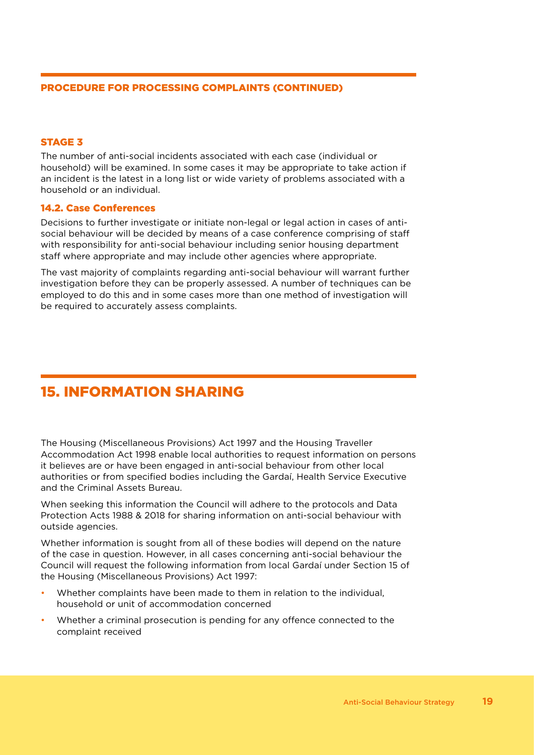### PROCEDURE FOR PROCESSING COMPLAINTS (CONTINUED)

#### STAGE 3

The number of anti-social incidents associated with each case (individual or household) will be examined. In some cases it may be appropriate to take action if an incident is the latest in a long list or wide variety of problems associated with a household or an individual.

#### 14.2. Case Conferences

Decisions to further investigate or initiate non-legal or legal action in cases of anti-social behaviour will be decided by means of a case conference comprising of staff with responsibility for anti-social behaviour including senior housing department staff where appropriate and may include other agencies where appropriate.

The vast majority of complaints regarding anti-social behaviour will warrant further investigation before they can be properly assessed. A number of techniques can be employed to do this and in some cases more than one method of investigation will be required to accurately assess complaints.

## 15. INFORMATION SHARING

The Housing (Miscellaneous Provisions) Act 1997 and the Housing Traveller Accommodation Act 1998 enable local authorities to request information on persons it believes are or have been engaged in anti-social behaviour from other local authorities or from specified bodies including the Gardaí, Health Service Executive and the Criminal Assets Bureau.

When seeking this information the Council will adhere to the protocols and Data Protection Acts 1988 & 2018 for sharing information on anti-social behaviour with outside agencies.

Whether information is sought from all of these bodies will depend on the nature of the case in question. However, in all cases concerning anti-social behaviour the Council will request the following information from local Gardaí under Section 15 of the Housing (Miscellaneous Provisions) Act 1997:

- Whether complaints have been made to them in relation to the individual, household or unit of accommodation concerned
- Whether a criminal prosecution is pending for any offence connected to the complaint received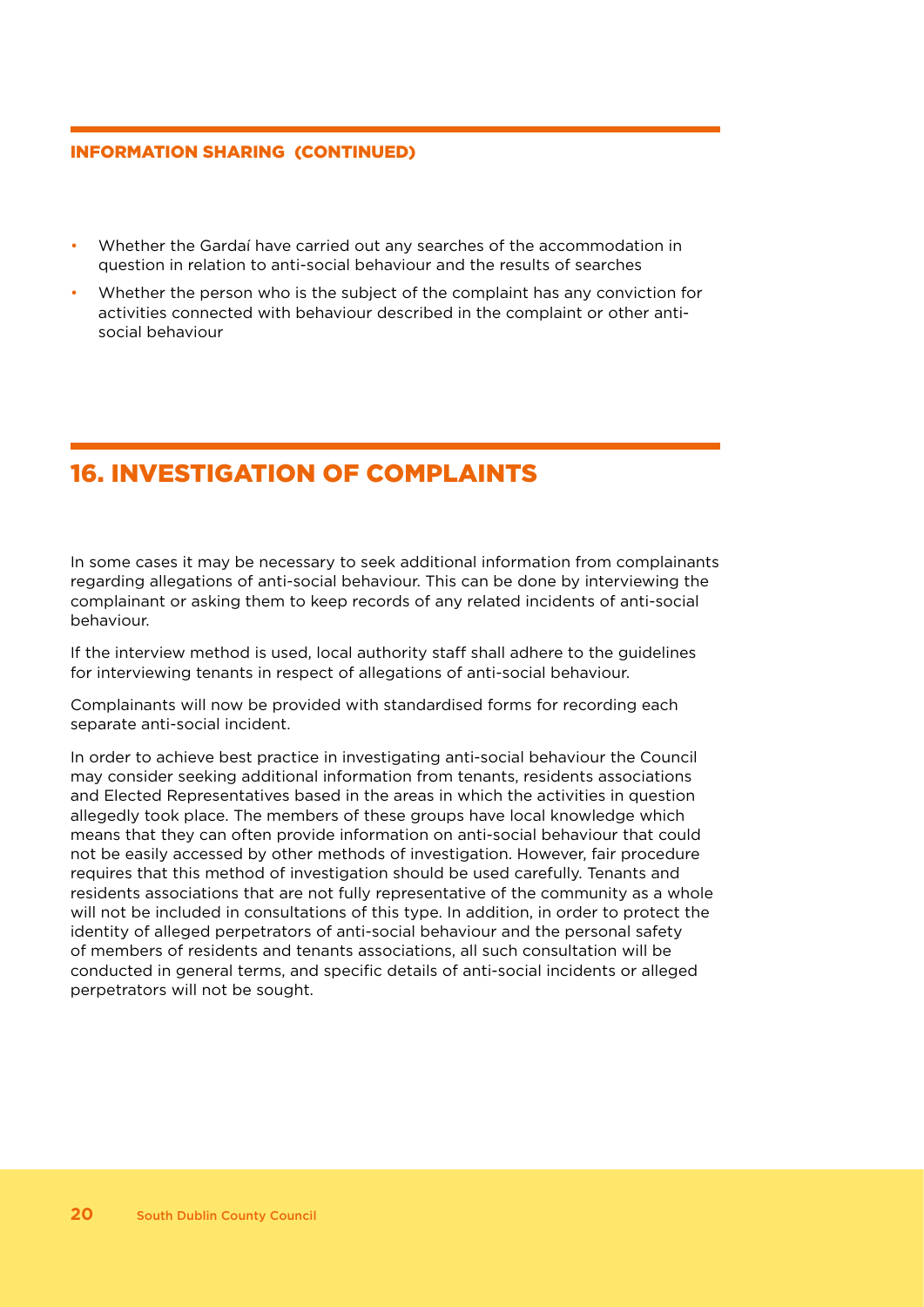### INFORMATION SHARING (CONTINUED)

- Whether the Gardaí have carried out any searches of the accommodation in question in relation to anti-social behaviour and the results of searches
- Whether the person who is the subject of the complaint has any conviction for activities connected with behaviour described in the complaint or other anti-social behaviour

## 16. INVESTIGATION OF COMPLAINTS

In some cases it may be necessary to seek additional information from complainants regarding allegations of anti-social behaviour. This can be done by interviewing the complainant or asking them to keep records of any related incidents of anti-social behaviour.

If the interview method is used, local authority staff shall adhere to the guidelines for interviewing tenants in respect of allegations of anti-social behaviour.

Complainants will now be provided with standardised forms for recording each separate anti-social incident.

In order to achieve best practice in investigating anti-social behaviour the Council may consider seeking additional information from tenants, residents associations and Elected Representatives based in the areas in which the activities in question allegedly took place. The members of these groups have local knowledge which means that they can often provide information on anti-social behaviour that could not be easily accessed by other methods of investigation. However, fair procedure requires that this method of investigation should be used carefully. Tenants and residents associations that are not fully representative of the community as a whole will not be included in consultations of this type. In addition, in order to protect the identity of alleged perpetrators of anti-social behaviour and the personal safety of members of residents and tenants associations, all such consultation will be conducted in general terms, and specific details of anti-social incidents or alleged perpetrators will not be sought.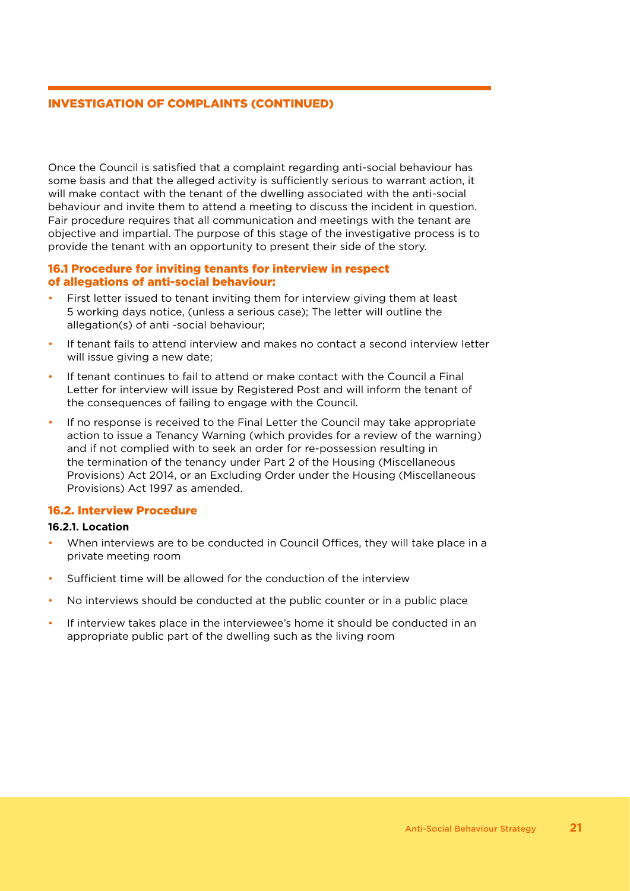## INVESTIGATION OF COMPLAINTS (CONTINUED)

Once the Council is satisfied that a complaint regarding anti-social behaviour has some basis and that the alleged activity is sufficiently serious to warrant action, it will make contact with the tenant of the dwelling associated with the anti-social behaviour and invite them to attend a meeting to discuss the incident in question. Fair procedure requires that all communication and meetings with the tenant are objective and impartial. The purpose of this stage of the investigative process is to provide the tenant with an opportunity to present their side of the story.

### 16.1 Procedure for inviting tenants for interview in respect of allegations of anti-social behaviour:

- First letter issued to tenant inviting them for interview giving them at least 5 working days notice, (unless a serious case); The letter will outline the allegation(s) of anti -social behaviour;
- If tenant fails to attend interview and makes no contact a second interview letter will issue giving a new date;
- If tenant continues to fail to attend or make contact with the Council a Final Letter for interview will issue by Registered Post and will inform the tenant of the consequences of failing to engage with the Council.
- If no response is received to the Final Letter the Council may take appropriate action to issue a Tenancy Warning (which provides for a review of the warning) and if not complied with to seek an order for re-possession resulting in the termination of the tenancy under Part 2 of the Housing (Miscellaneous Provisions) Act 2014, or an Excluding Order under the Housing (Miscellaneous Provisions) Act 1997 as amended.

### 16.2. Interview Procedure

**16.2.1. Location**

- When interviews are to be conducted in Council Offices, they will take place in a private meeting room
- Sufficient time will be allowed for the conduction of the interview
- No interviews should be conducted at the public counter or in a public place
- If interview takes place in the interviewee's home it should be conducted in an appropriate public part of the dwelling such as the living room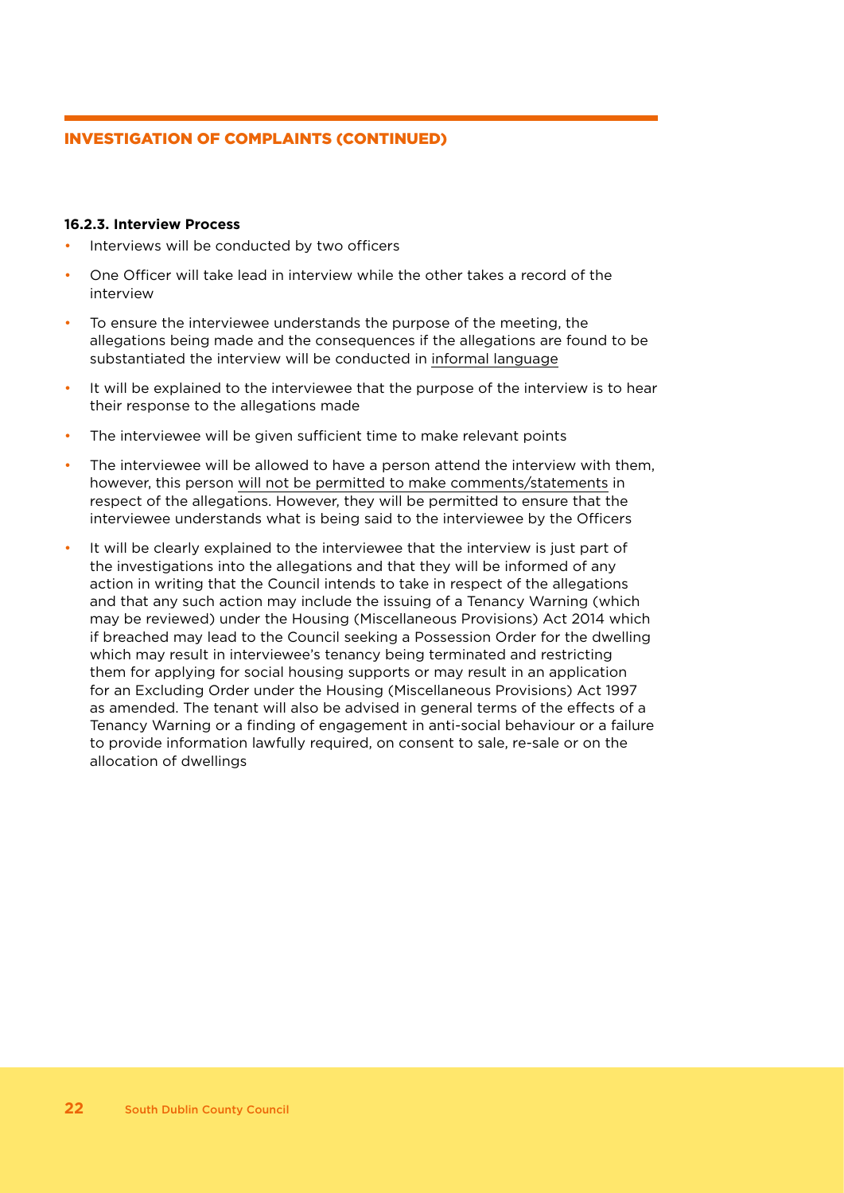## INVESTIGATION OF COMPLAINTS (CONTINUED)

**16.2.3. Interview Process**

- Interviews will be conducted by two officers
- One Officer will take lead in interview while the other takes a record of the interview
- To ensure the interviewee understands the purpose of the meeting, the allegations being made and the consequences if the allegations are found to be substantiated the interview will be conducted in informal language
- It will be explained to the interviewee that the purpose of the interview is to hear their response to the allegations made
- The interviewee will be given sufficient time to make relevant points
- The interviewee will be allowed to have a person attend the interview with them, however, this person will not be permitted to make comments/statements in respect of the allegations. However, they will be permitted to ensure that the interviewee understands what is being said to the interviewee by the Officers
- It will be clearly explained to the interviewee that the interview is just part of the investigations into the allegations and that they will be informed of any action in writing that the Council intends to take in respect of the allegations and that any such action may include the issuing of a Tenancy Warning (which may be reviewed) under the Housing (Miscellaneous Provisions) Act 2014 which if breached may lead to the Council seeking a Possession Order for the dwelling which may result in interviewee's tenancy being terminated and restricting them for applying for social housing supports or may result in an application for an Excluding Order under the Housing (Miscellaneous Provisions) Act 1997 as amended. The tenant will also be advised in general terms of the effects of a Tenancy Warning or a finding of engagement in anti-social behaviour or a failure to provide information lawfully required, on consent to sale, re-sale or on the allocation of dwellings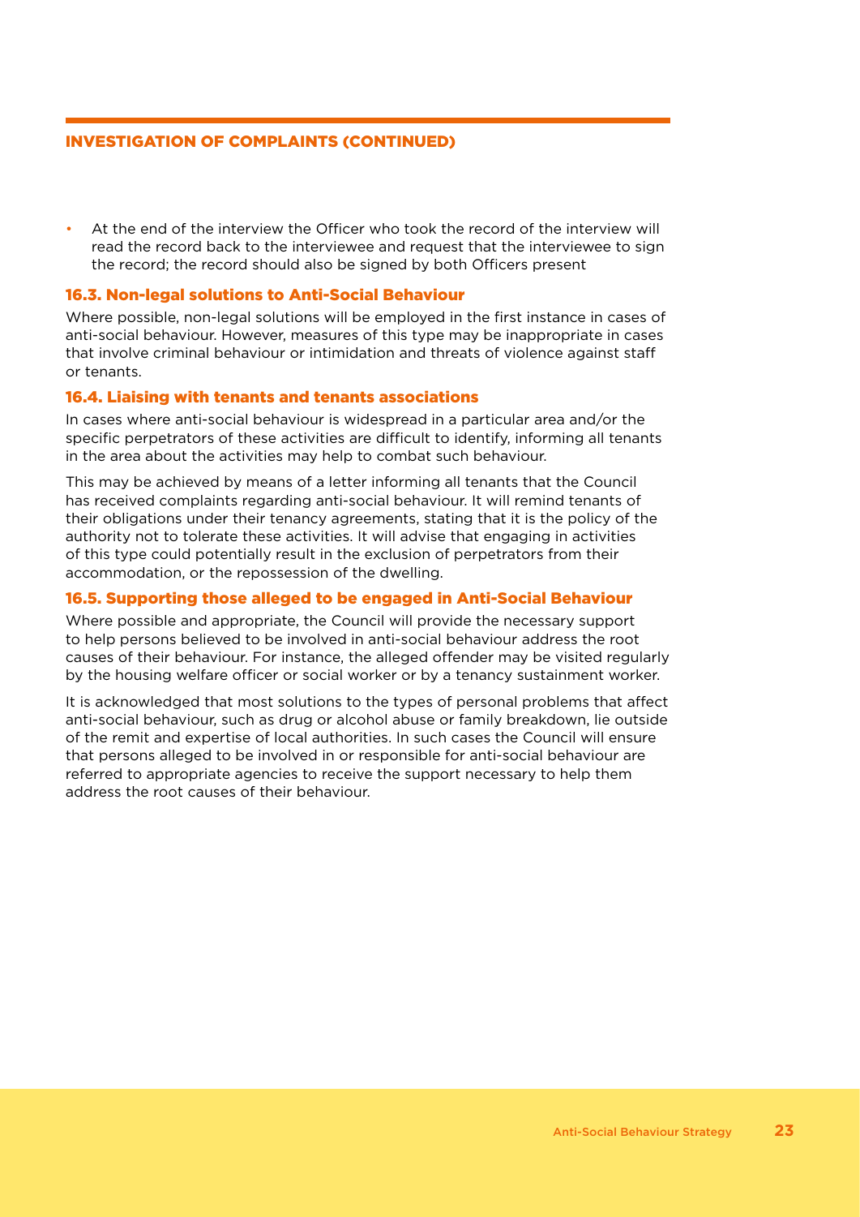## INVESTIGATION OF COMPLAINTS (CONTINUED)

- At the end of the interview the Officer who took the record of the interview will read the record back to the interviewee and request that the interviewee to sign the record; the record should also be signed by both Officers present

### 16.3. Non-legal solutions to Anti-Social Behaviour

Where possible, non-legal solutions will be employed in the first instance in cases of anti-social behaviour. However, measures of this type may be inappropriate in cases that involve criminal behaviour or intimidation and threats of violence against staff or tenants.

### 16.4. Liaising with tenants and tenants associations

In cases where anti-social behaviour is widespread in a particular area and/or the specific perpetrators of these activities are difficult to identify, informing all tenants in the area about the activities may help to combat such behaviour.

This may be achieved by means of a letter informing all tenants that the Council has received complaints regarding anti-social behaviour. It will remind tenants of their obligations under their tenancy agreements, stating that it is the policy of the authority not to tolerate these activities. It will advise that engaging in activities of this type could potentially result in the exclusion of perpetrators from their accommodation, or the repossession of the dwelling.

### 16.5. Supporting those alleged to be engaged in Anti-Social Behaviour

Where possible and appropriate, the Council will provide the necessary support to help persons believed to be involved in anti-social behaviour address the root causes of their behaviour. For instance, the alleged offender may be visited regularly by the housing welfare officer or social worker or by a tenancy sustainment worker.

It is acknowledged that most solutions to the types of personal problems that affect anti-social behaviour, such as drug or alcohol abuse or family breakdown, lie outside of the remit and expertise of local authorities. In such cases the Council will ensure that persons alleged to be involved in or responsible for anti-social behaviour are referred to appropriate agencies to receive the support necessary to help them address the root causes of their behaviour.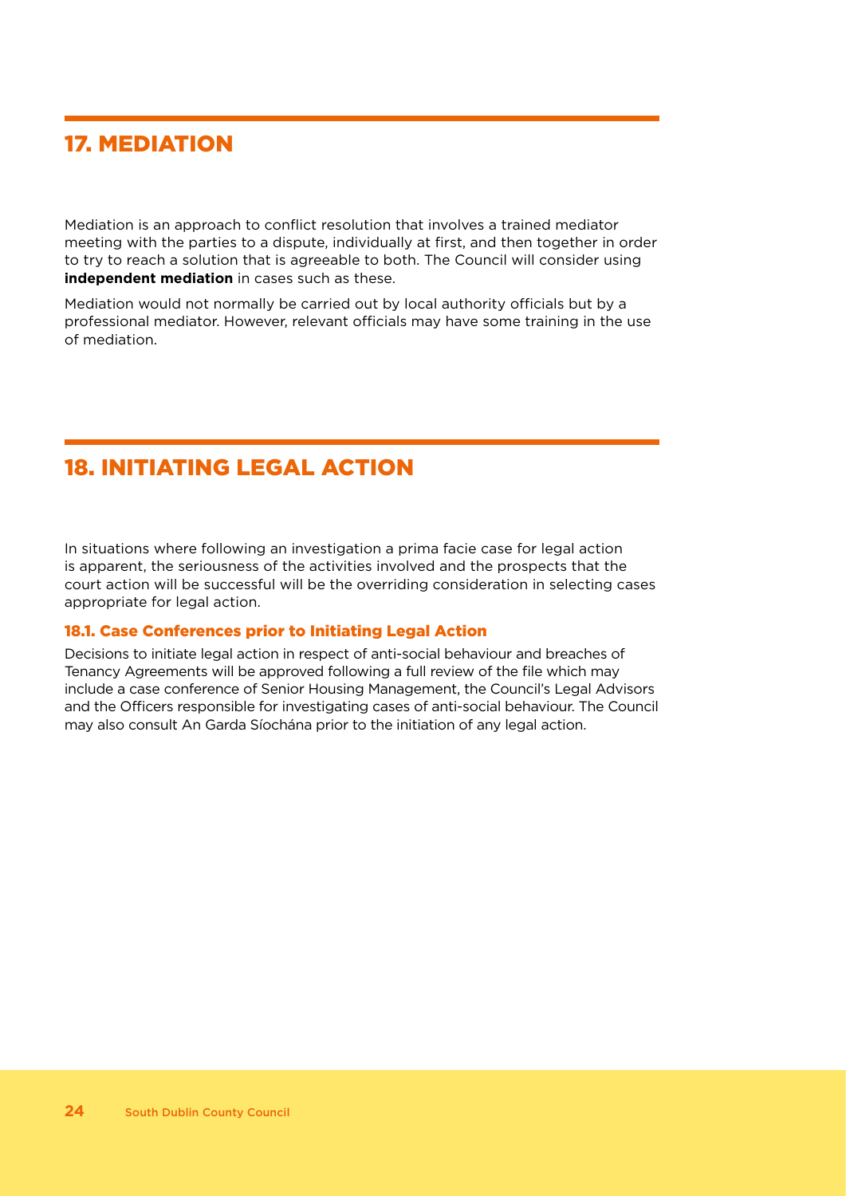## 17. MEDIATION

Mediation is an approach to conflict resolution that involves a trained mediator meeting with the parties to a dispute, individually at first, and then together in order to try to reach a solution that is agreeable to both. The Council will consider using **independent mediation** in cases such as these.

Mediation would not normally be carried out by local authority officials but by a professional mediator. However, relevant officials may have some training in the use of mediation.

## 18. INITIATING LEGAL ACTION

In situations where following an investigation a prima facie case for legal action is apparent, the seriousness of the activities involved and the prospects that the court action will be successful will be the overriding consideration in selecting cases appropriate for legal action.

### 18.1. Case Conferences prior to Initiating Legal Action

Decisions to initiate legal action in respect of anti-social behaviour and breaches of Tenancy Agreements will be approved following a full review of the file which may include a case conference of Senior Housing Management, the Council's Legal Advisors and the Officers responsible for investigating cases of anti-social behaviour. The Council may also consult An Garda Síochána prior to the initiation of any legal action.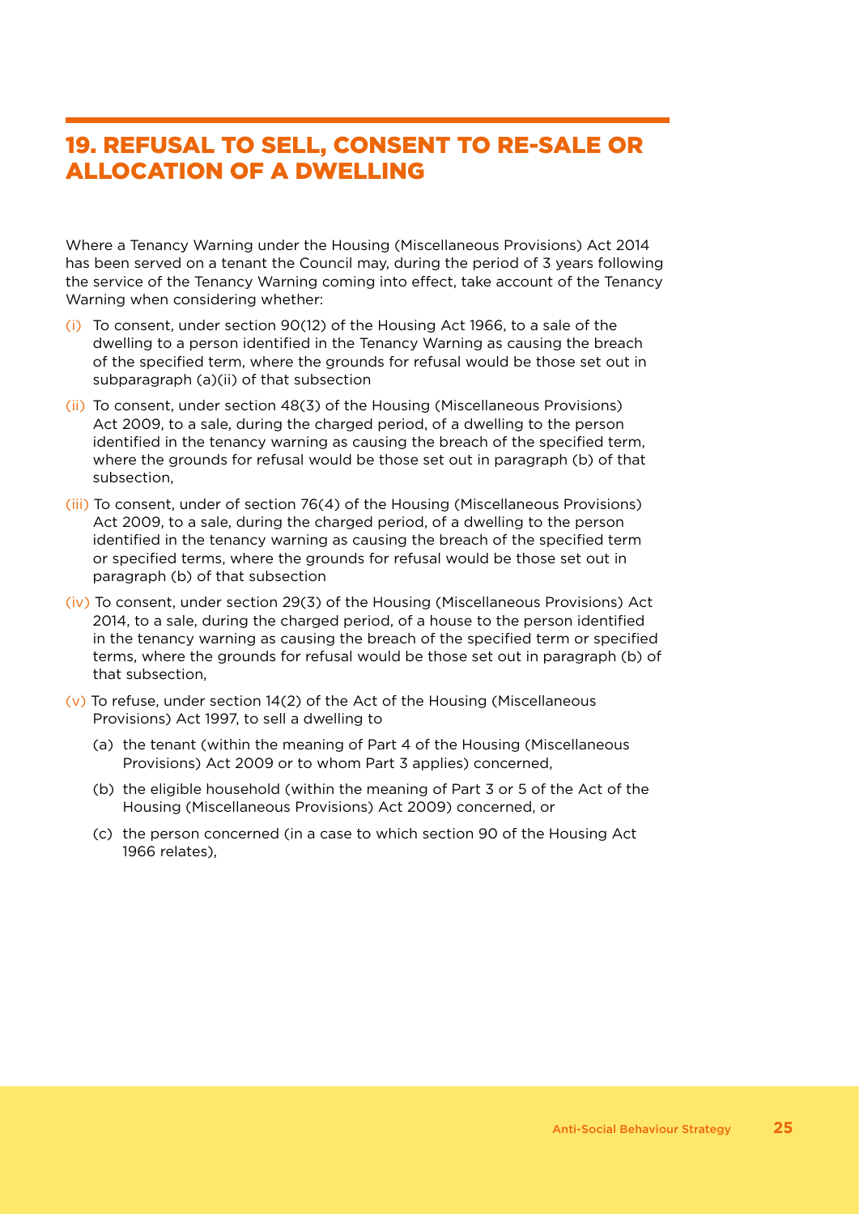## 19. REFUSAL TO SELL, CONSENT TO RE-SALE OR ALLOCATION OF A DWELLING

Where a Tenancy Warning under the Housing (Miscellaneous Provisions) Act 2014 has been served on a tenant the Council may, during the period of 3 years following the service of the Tenancy Warning coming into effect, take account of the Tenancy Warning when considering whether:

(i) To consent, under section 90(12) of the Housing Act 1966, to a sale of the dwelling to a person identified in the Tenancy Warning as causing the breach of the specified term, where the grounds for refusal would be those set out in subparagraph (a)(ii) of that subsection

(ii) To consent, under section 48(3) of the Housing (Miscellaneous Provisions) Act 2009, to a sale, during the charged period, of a dwelling to the person identified in the tenancy warning as causing the breach of the specified term, where the grounds for refusal would be those set out in paragraph (b) of that subsection,

(iii) To consent, under of section 76(4) of the Housing (Miscellaneous Provisions) Act 2009, to a sale, during the charged period, of a dwelling to the person identified in the tenancy warning as causing the breach of the specified term or specified terms, where the grounds for refusal would be those set out in paragraph (b) of that subsection

(iv) To consent, under section 29(3) of the Housing (Miscellaneous Provisions) Act 2014, to a sale, during the charged period, of a house to the person identified in the tenancy warning as causing the breach of the specified term or specified terms, where the grounds for refusal would be those set out in paragraph (b) of that subsection,

(v) To refuse, under section 14(2) of the Act of the Housing (Miscellaneous Provisions) Act 1997, to sell a dwelling to

- (a) the tenant (within the meaning of Part 4 of the Housing (Miscellaneous Provisions) Act 2009 or to whom Part 3 applies) concerned,
- (b) the eligible household (within the meaning of Part 3 or 5 of the Act of the Housing (Miscellaneous Provisions) Act 2009) concerned, or
- (c) the person concerned (in a case to which section 90 of the Housing Act 1966 relates),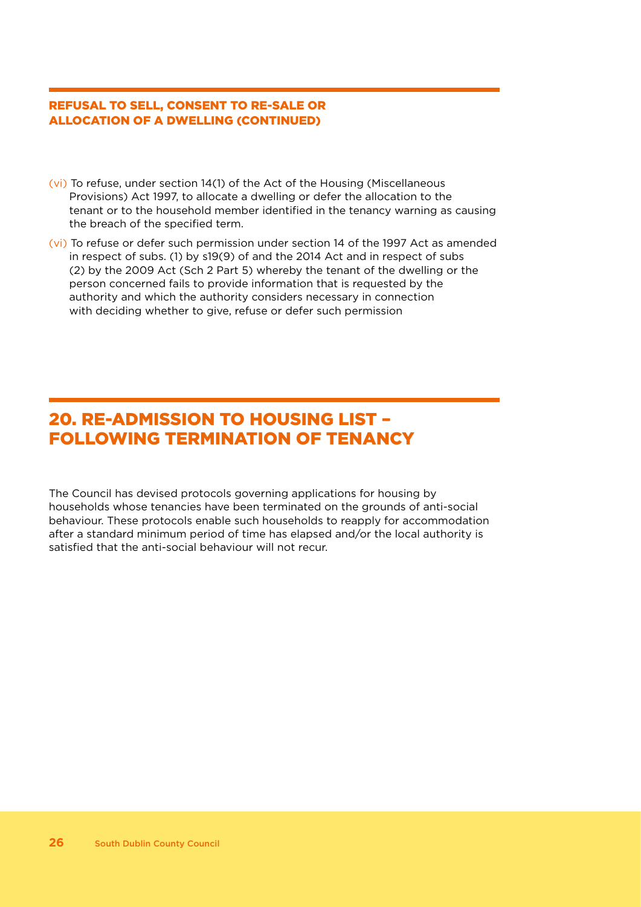### REFUSAL TO SELL, CONSENT TO RE-SALE OR ALLOCATION OF A DWELLING (CONTINUED)

(vi) To refuse, under section 14(1) of the Act of the Housing (Miscellaneous Provisions) Act 1997, to allocate a dwelling or defer the allocation to the tenant or to the household member identified in the tenancy warning as causing the breach of the specified term.

(vi) To refuse or defer such permission under section 14 of the 1997 Act as amended in respect of subs. (1) by s19(9) of and the 2014 Act and in respect of subs (2) by the 2009 Act (Sch 2 Part 5) whereby the tenant of the dwelling or the person concerned fails to provide information that is requested by the authority and which the authority considers necessary in connection with deciding whether to give, refuse or defer such permission

## 20. RE-ADMISSION TO HOUSING LIST – FOLLOWING TERMINATION OF TENANCY

The Council has devised protocols governing applications for housing by households whose tenancies have been terminated on the grounds of anti-social behaviour. These protocols enable such households to reapply for accommodation after a standard minimum period of time has elapsed and/or the local authority is satisfied that the anti-social behaviour will not recur.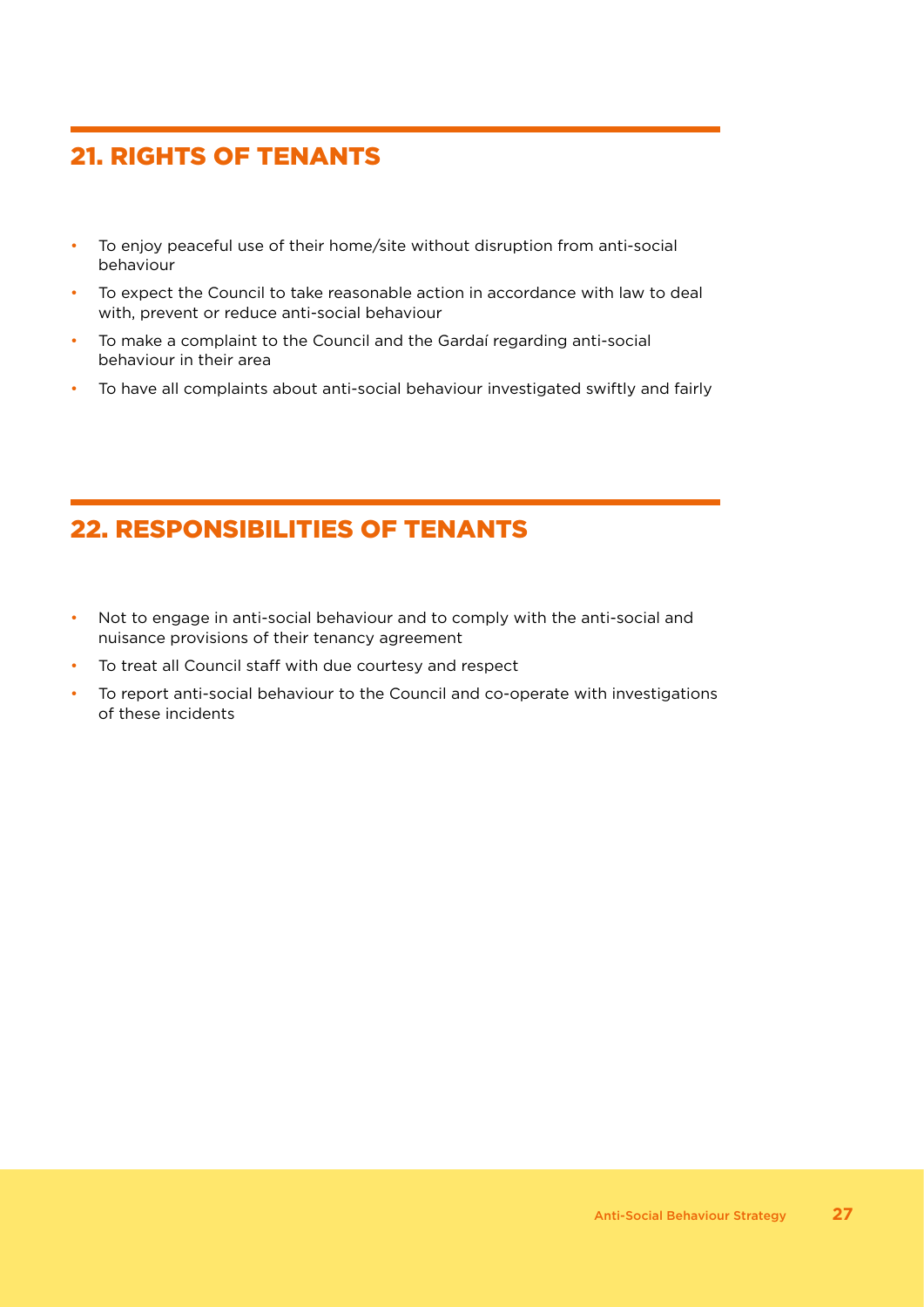## 21. RIGHTS OF TENANTS

- To enjoy peaceful use of their home/site without disruption from anti-social behaviour
- To expect the Council to take reasonable action in accordance with law to deal with, prevent or reduce anti-social behaviour
- To make a complaint to the Council and the Gardaí regarding anti-social behaviour in their area
- To have all complaints about anti-social behaviour investigated swiftly and fairly

## 22. RESPONSIBILITIES OF TENANTS

- Not to engage in anti-social behaviour and to comply with the anti-social and nuisance provisions of their tenancy agreement
- To treat all Council staff with due courtesy and respect
- To report anti-social behaviour to the Council and co-operate with investigations of these incidents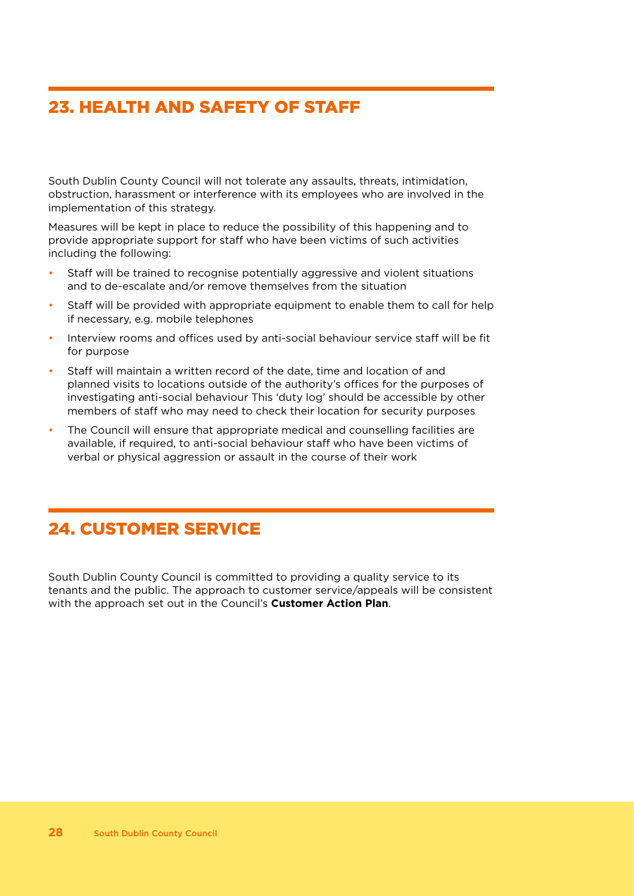## 23. HEALTH AND SAFETY OF STAFF

South Dublin County Council will not tolerate any assaults, threats, intimidation, obstruction, harassment or interference with its employees who are involved in the implementation of this strategy.

Measures will be kept in place to reduce the possibility of this happening and to provide appropriate support for staff who have been victims of such activities including the following:

- Staff will be trained to recognise potentially aggressive and violent situations and to de-escalate and/or remove themselves from the situation
- Staff will be provided with appropriate equipment to enable them to call for help if necessary, e.g. mobile telephones
- Interview rooms and offices used by anti-social behaviour service staff will be fit for purpose
- Staff will maintain a written record of the date, time and location of and planned visits to locations outside of the authority's offices for the purposes of investigating anti-social behaviour This 'duty log' should be accessible by other members of staff who may need to check their location for security purposes
- The Council will ensure that appropriate medical and counselling facilities are available, if required, to anti-social behaviour staff who have been victims of verbal or physical aggression or assault in the course of their work

## 24. CUSTOMER SERVICE

South Dublin County Council is committed to providing a quality service to its tenants and the public. The approach to customer service/appeals will be consistent with the approach set out in the Council's **Customer Action Plan**.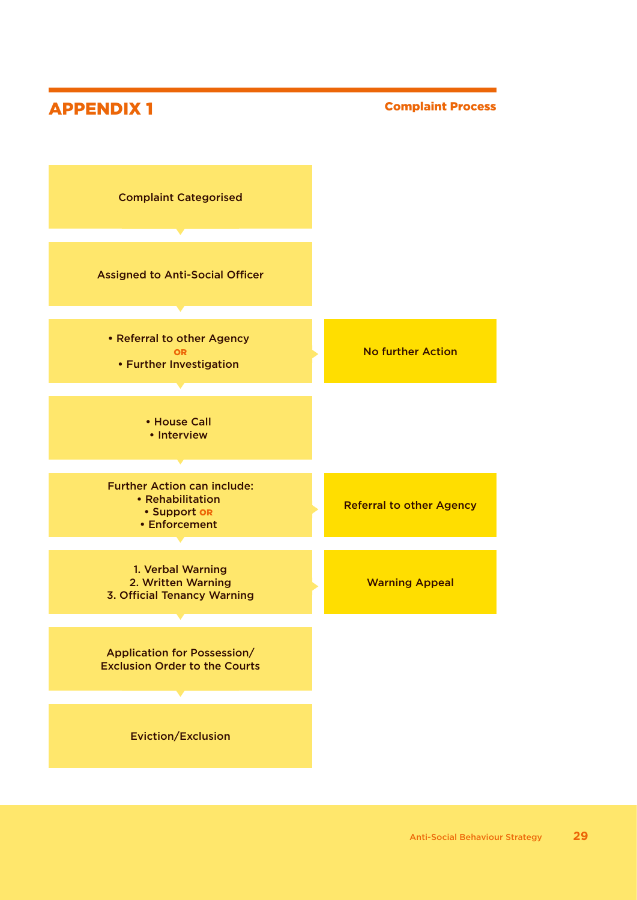# APPENDIX 1

**Complaint Process**

Complaint Categorised

Assigned to Anti-Social Officer

- Referral to other Agency

OR

- Further Investigation

No further Action

- House Call
- Interview

Further Action can include:

- Rehabilitation
- Support OR
- Enforcement

Referral to other Agency

1. Verbal Warning
2. Written Warning
3. Official Tenancy Warning

Warning Appeal

Application for Possession/
Exclusion Order to the Courts

Eviction/Exclusion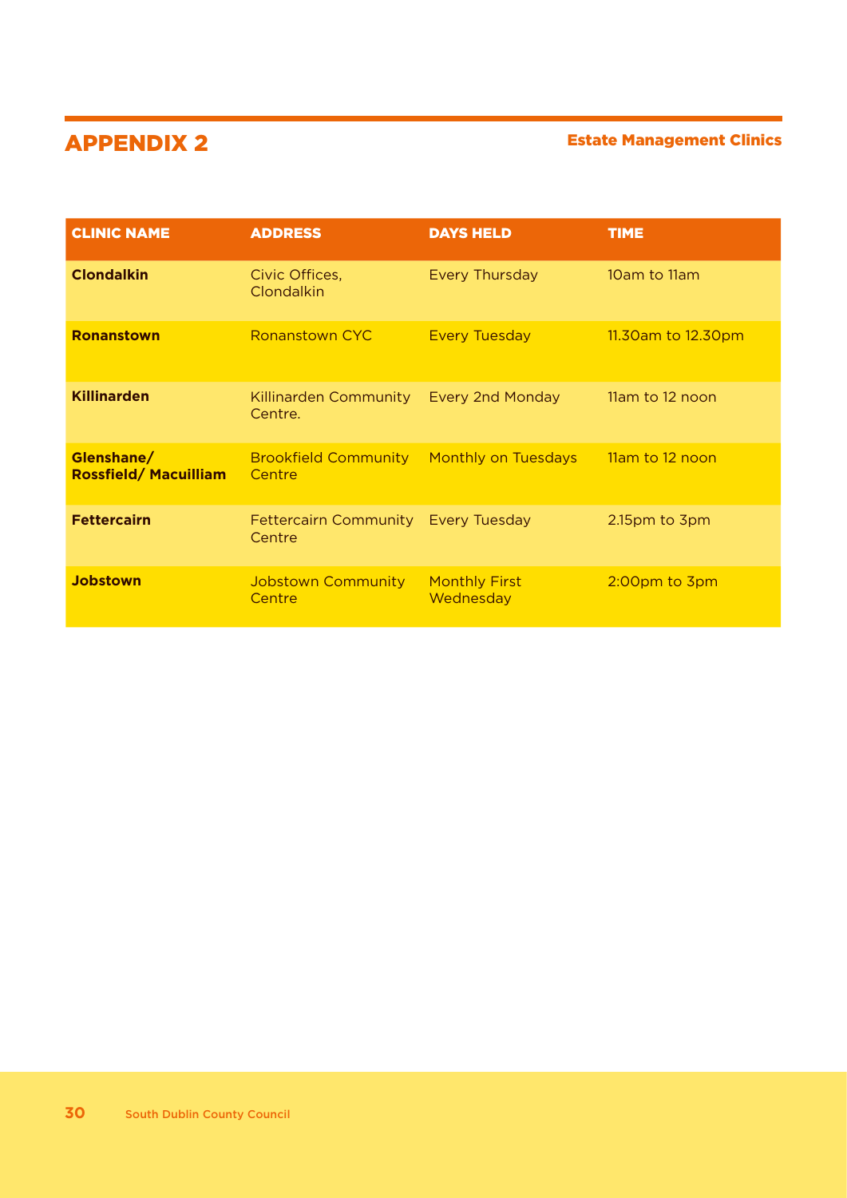# APPENDIX 2

**Estate Management Clinics**

| CLINIC NAME | ADDRESS | DAYS HELD | TIME |
|---|---|---|---|
| **Clondalkin** | Civic Offices, Clondalkin | Every Thursday | 10am to 11am |
| **Ronanstown** | Ronanstown CYC | Every Tuesday | 11.30am to 12.30pm |
| **Killinarden** | Killinarden Community Centre. | Every 2nd Monday | 11am to 12 noon |
| **Glenshane/ Rossfield/ Macuilliam** | Brookfield Community Centre | Monthly on Tuesdays | 11am to 12 noon |
| **Fettercairn** | Fettercairn Community Centre | Every Tuesday | 2.15pm to 3pm |
| **Jobstown** | Jobstown Community Centre | Monthly First Wednesday | 2:00pm to 3pm |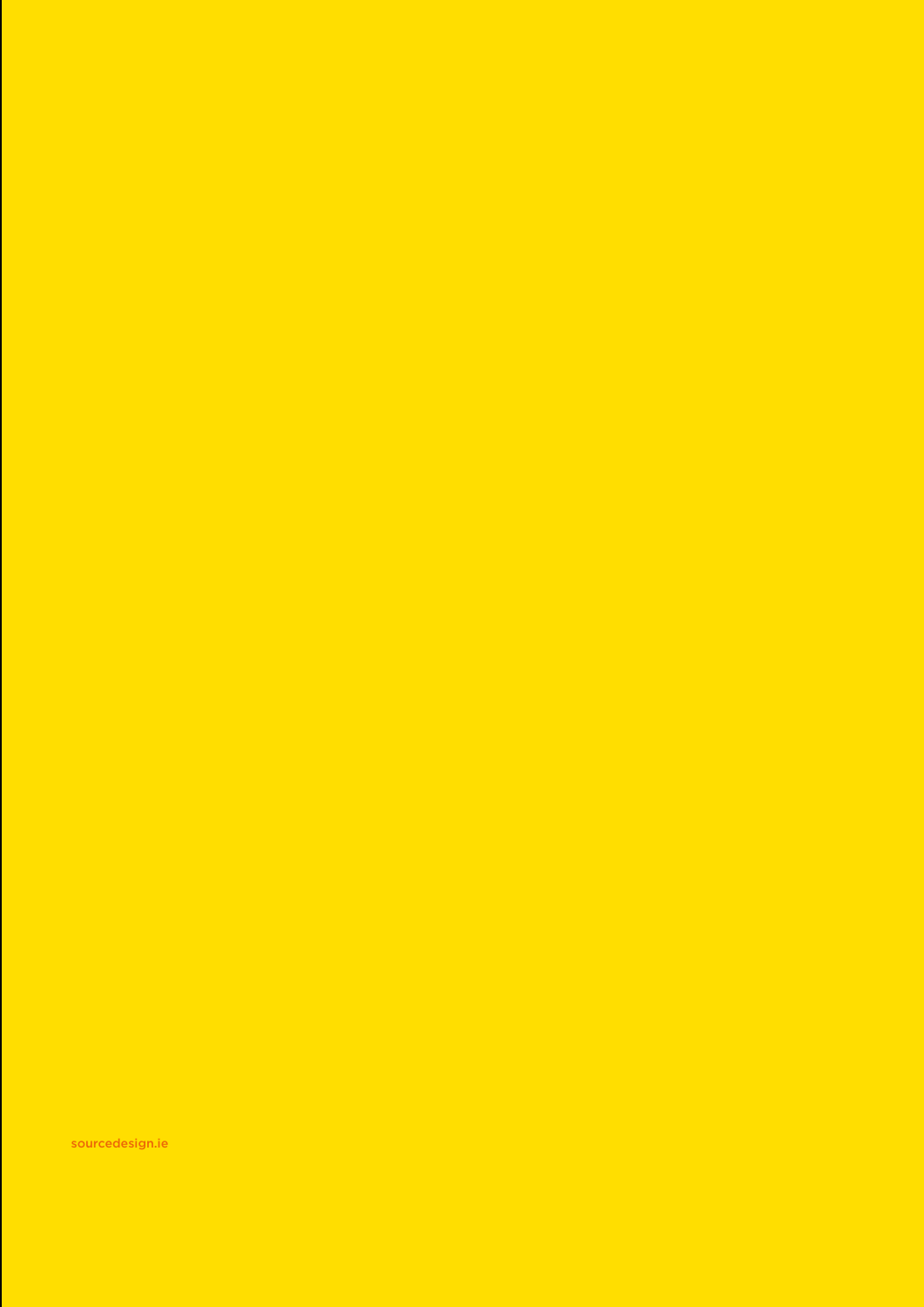sourcedesign.ie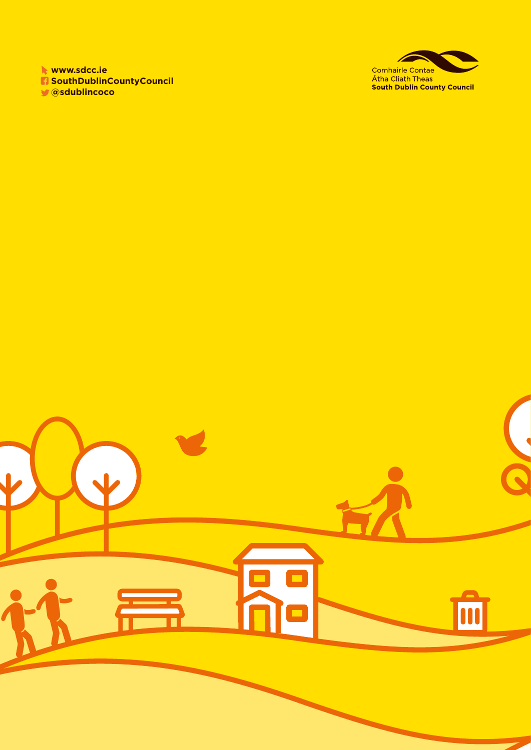www.sdcc.ie
SouthDublinCountyCouncil
@sdublincoco

Comhairle Contae
Átha Cliath Theas
**South Dublin County Council**